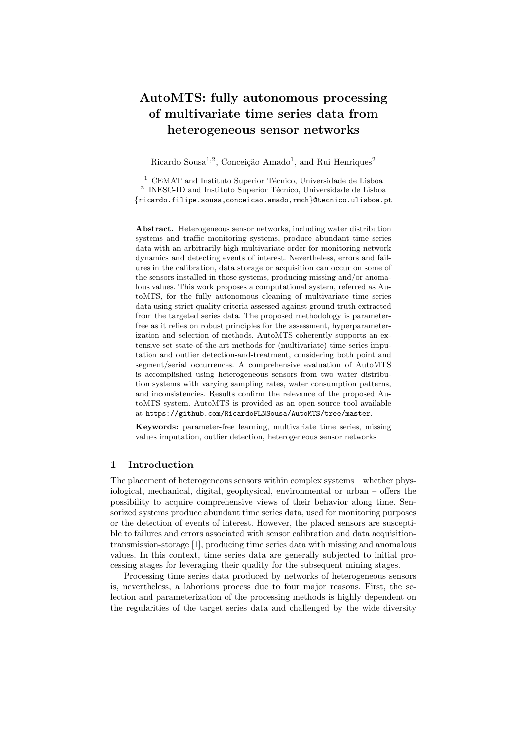# AutoMTS: fully autonomous processing of multivariate time series data from heterogeneous sensor networks

Ricardo Sousa[1,2], Conceição Amado[1], and Rui Henriques[2]

[1] CEMAT and Instituto Superior Técnico, Universidade de Lisboa
[2] INESC-ID and Instituto Superior Técnico, Universidade de Lisboa
{ricardo.filipe.sousa,conceicao.amado,rmch}@tecnico.ulisboa.pt

**Abstract.** Heterogeneous sensor networks, including water distribution systems and traffic monitoring systems, produce abundant time series data with an arbitrarily-high multivariate order for monitoring network dynamics and detecting events of interest. Nevertheless, errors and failures in the calibration, data storage or acquisition can occur on some of the sensors installed in those systems, producing missing and/or anomalous values. This work proposes a computational system, referred as AutoMTS, for the fully autonomous cleaning of multivariate time series data using strict quality criteria assessed against ground truth extracted from the targeted series data. The proposed methodology is parameter-free as it relies on robust principles for the assessment, hyperparameterization and selection of methods. AutoMTS coherently supports an extensive set state-of-the-art methods for (multivariate) time series imputation and outlier detection-and-treatment, considering both point and segment/serial occurrences. A comprehensive evaluation of AutoMTS is accomplished using heterogeneous sensors from two water distribution systems with varying sampling rates, water consumption patterns, and inconsistencies. Results confirm the relevance of the proposed AutoMTS system. AutoMTS is provided as an open-source tool available at https://github.com/RicardoFLNSousa/AutoMTS/tree/master.

**Keywords:** parameter-free learning, multivariate time series, missing values imputation, outlier detection, heterogeneous sensor networks

## 1 Introduction

The placement of heterogeneous sensors within complex systems – whether physiological, mechanical, digital, geophysical, environmental or urban – offers the possibility to acquire comprehensive views of their behavior along time. Sensorized systems produce abundant time series data, used for monitoring purposes or the detection of events of interest. However, the placed sensors are susceptible to failures and errors associated with sensor calibration and data acquisition-transmission-storage [1], producing time series data with missing and anomalous values. In this context, time series data are generally subjected to initial processing stages for leveraging their quality for the subsequent mining stages.

Processing time series data produced by networks of heterogeneous sensors is, nevertheless, a laborious process due to four major reasons. First, the selection and parameterization of the processing methods is highly dependent on the regularities of the target series data and challenged by the wide diversity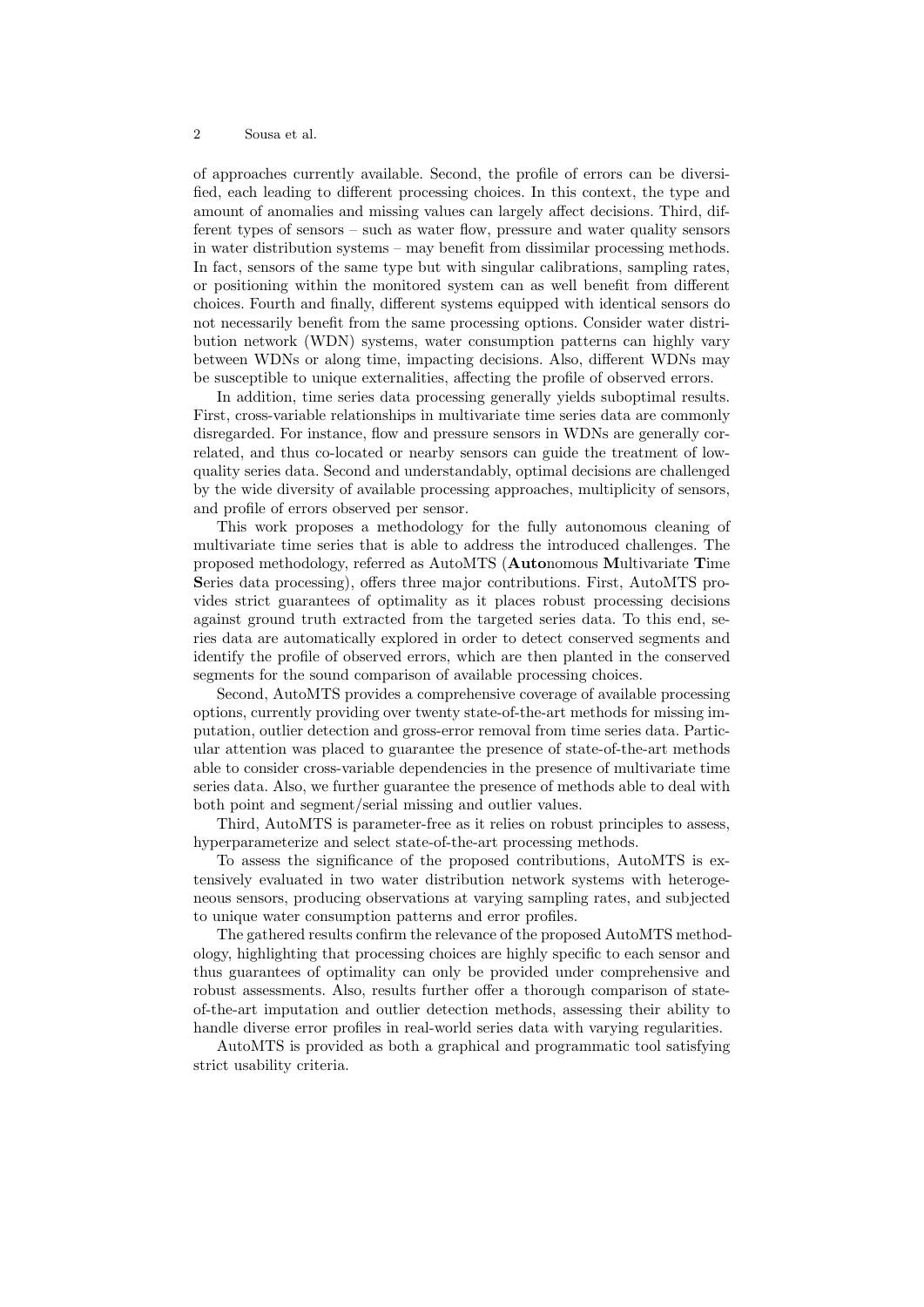of approaches currently available. Second, the profile of errors can be diversified, each leading to different processing choices. In this context, the type and amount of anomalies and missing values can largely affect decisions. Third, different types of sensors – such as water flow, pressure and water quality sensors in water distribution systems – may benefit from dissimilar processing methods. In fact, sensors of the same type but with singular calibrations, sampling rates, or positioning within the monitored system can as well benefit from different choices. Fourth and finally, different systems equipped with identical sensors do not necessarily benefit from the same processing options. Consider water distribution network (WDN) systems, water consumption patterns can highly vary between WDNs or along time, impacting decisions. Also, different WDNs may be susceptible to unique externalities, affecting the profile of observed errors.

In addition, time series data processing generally yields suboptimal results. First, cross-variable relationships in multivariate time series data are commonly disregarded. For instance, flow and pressure sensors in WDNs are generally correlated, and thus co-located or nearby sensors can guide the treatment of low-quality series data. Second and understandably, optimal decisions are challenged by the wide diversity of available processing approaches, multiplicity of sensors, and profile of errors observed per sensor.

This work proposes a methodology for the fully autonomous cleaning of multivariate time series that is able to address the introduced challenges. The proposed methodology, referred as AutoMTS (**Auto**nomous **M**ultivariate **T**ime **S**eries data processing), offers three major contributions. First, AutoMTS provides strict guarantees of optimality as it places robust processing decisions against ground truth extracted from the targeted series data. To this end, series data are automatically explored in order to detect conserved segments and identify the profile of observed errors, which are then planted in the conserved segments for the sound comparison of available processing choices.

Second, AutoMTS provides a comprehensive coverage of available processing options, currently providing over twenty state-of-the-art methods for missing imputation, outlier detection and gross-error removal from time series data. Particular attention was placed to guarantee the presence of state-of-the-art methods able to consider cross-variable dependencies in the presence of multivariate time series data. Also, we further guarantee the presence of methods able to deal with both point and segment/serial missing and outlier values.

Third, AutoMTS is parameter-free as it relies on robust principles to assess, hyperparameterize and select state-of-the-art processing methods.

To assess the significance of the proposed contributions, AutoMTS is extensively evaluated in two water distribution network systems with heterogeneous sensors, producing observations at varying sampling rates, and subjected to unique water consumption patterns and error profiles.

The gathered results confirm the relevance of the proposed AutoMTS methodology, highlighting that processing choices are highly specific to each sensor and thus guarantees of optimality can only be provided under comprehensive and robust assessments. Also, results further offer a thorough comparison of state-of-the-art imputation and outlier detection methods, assessing their ability to handle diverse error profiles in real-world series data with varying regularities.

AutoMTS is provided as both a graphical and programmatic tool satisfying strict usability criteria.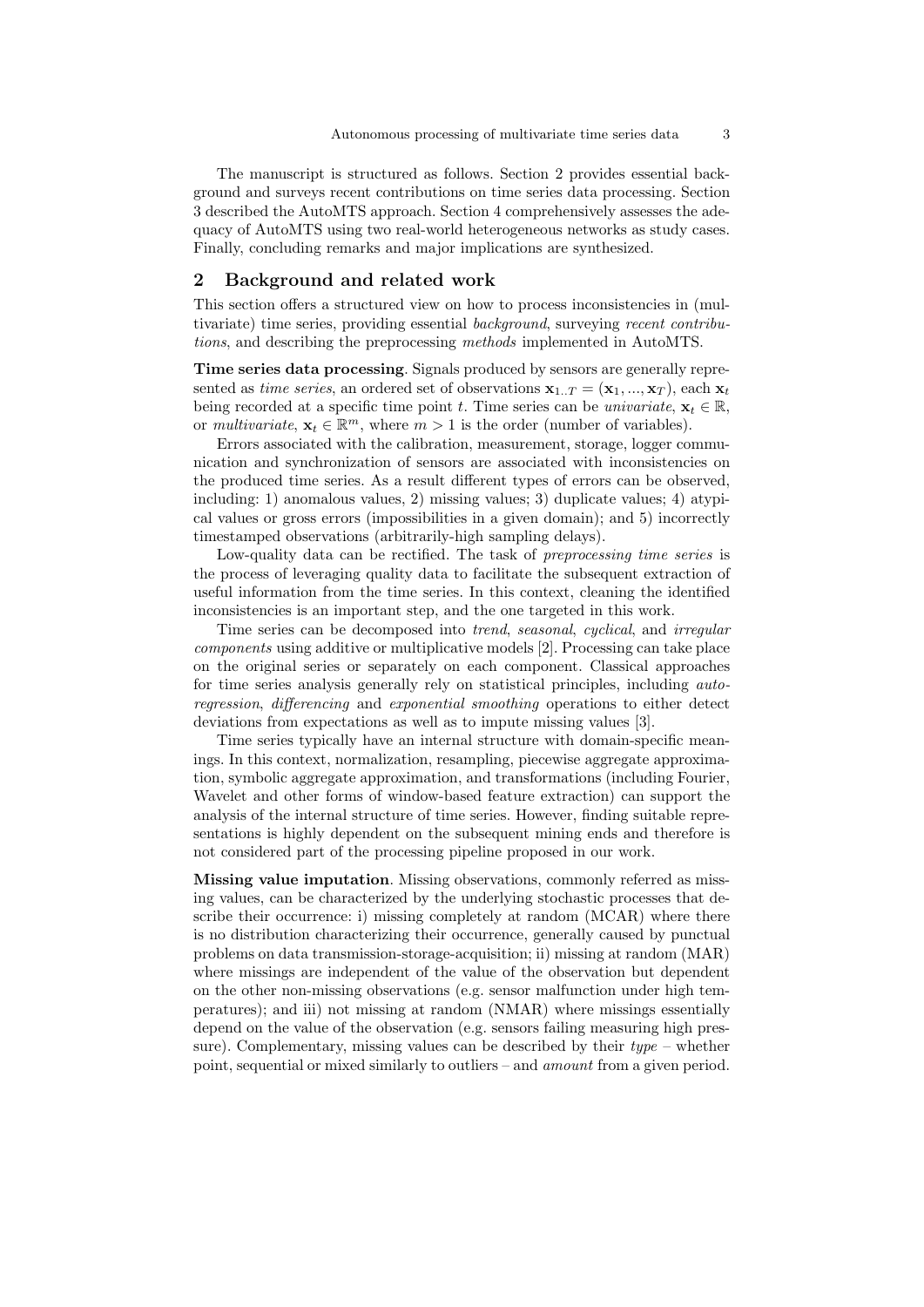The manuscript is structured as follows. Section 2 provides essential background and surveys recent contributions on time series data processing. Section 3 described the AutoMTS approach. Section 4 comprehensively assesses the adequacy of AutoMTS using two real-world heterogeneous networks as study cases. Finally, concluding remarks and major implications are synthesized.

## 2 Background and related work

This section offers a structured view on how to process inconsistencies in (multivariate) time series, providing essential *background*, surveying *recent contributions*, and describing the preprocessing *methods* implemented in AutoMTS.

**Time series data processing**. Signals produced by sensors are generally represented as *time series*, an ordered set of observations $\mathbf{x}_{1..T} = (\mathbf{x}_1, ..., \mathbf{x}_T)$, each $\mathbf{x}_t$ being recorded at a specific time point $t$. Time series can be *univariate*, $\mathbf{x}_t \in \mathbb{R}$, or *multivariate*, $\mathbf{x}_t \in \mathbb{R}^m$, where $m > 1$ is the order (number of variables).

Errors associated with the calibration, measurement, storage, logger communication and synchronization of sensors are associated with inconsistencies on the produced time series. As a result different types of errors can be observed, including: 1) anomalous values, 2) missing values; 3) duplicate values; 4) atypical values or gross errors (impossibilities in a given domain); and 5) incorrectly timestamped observations (arbitrarily-high sampling delays).

Low-quality data can be rectified. The task of *preprocessing time series* is the process of leveraging quality data to facilitate the subsequent extraction of useful information from the time series. In this context, cleaning the identified inconsistencies is an important step, and the one targeted in this work.

Time series can be decomposed into *trend*, *seasonal*, *cyclical*, and *irregular components* using additive or multiplicative models [2]. Processing can take place on the original series or separately on each component. Classical approaches for time series analysis generally rely on statistical principles, including *autoregression*, *differencing* and *exponential smoothing* operations to either detect deviations from expectations as well as to impute missing values [3].

Time series typically have an internal structure with domain-specific meanings. In this context, normalization, resampling, piecewise aggregate approximation, symbolic aggregate approximation, and transformations (including Fourier, Wavelet and other forms of window-based feature extraction) can support the analysis of the internal structure of time series. However, finding suitable representations is highly dependent on the subsequent mining ends and therefore is not considered part of the processing pipeline proposed in our work.

**Missing value imputation**. Missing observations, commonly referred as missing values, can be characterized by the underlying stochastic processes that describe their occurrence: i) missing completely at random (MCAR) where there is no distribution characterizing their occurrence, generally caused by punctual problems on data transmission-storage-acquisition; ii) missing at random (MAR) where missings are independent of the value of the observation but dependent on the other non-missing observations (e.g. sensor malfunction under high temperatures); and iii) not missing at random (NMAR) where missings essentially depend on the value of the observation (e.g. sensors failing measuring high pressure). Complementary, missing values can be described by their *type* – whether point, sequential or mixed similarly to outliers – and *amount* from a given period.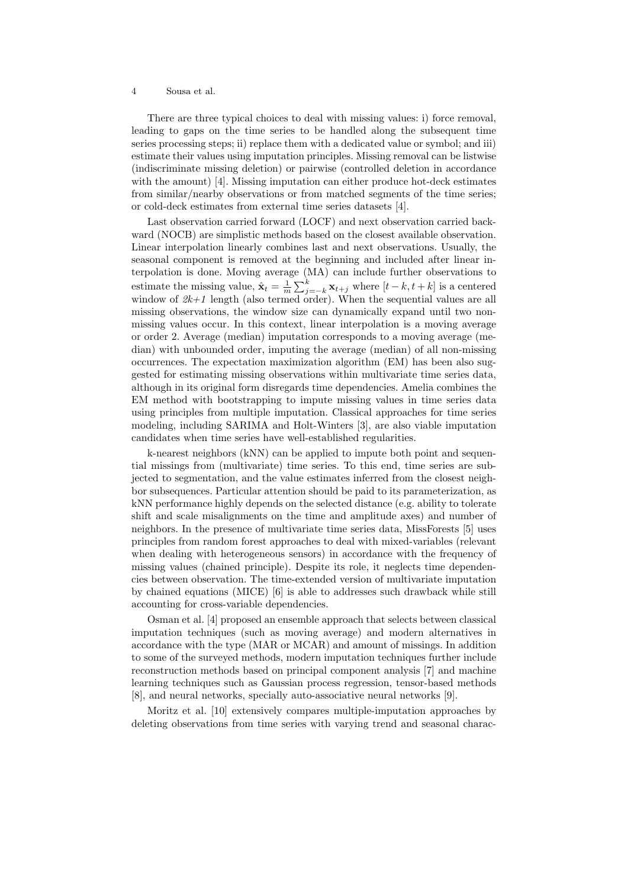There are three typical choices to deal with missing values: i) force removal, leading to gaps on the time series to be handled along the subsequent time series processing steps; ii) replace them with a dedicated value or symbol; and iii) estimate their values using imputation principles. Missing removal can be listwise (indiscriminate missing deletion) or pairwise (controlled deletion in accordance with the amount) [4]. Missing imputation can either produce hot-deck estimates from similar/nearby observations or from matched segments of the time series; or cold-deck estimates from external time series datasets [4].

Last observation carried forward (LOCF) and next observation carried backward (NOCB) are simplistic methods based on the closest available observation. Linear interpolation linearly combines last and next observations. Usually, the seasonal component is removed at the beginning and included after linear interpolation is done. Moving average (MA) can include further observations to estimate the missing value, $\hat{\mathbf{x}}_t = \frac{1}{m}\sum_{j=-k}^{k} \mathbf{x}_{t+j}$ where $[t-k, t+k]$ is a centered window of *2k+1* length (also termed order). When the sequential values are all missing observations, the window size can dynamically expand until two non-missing values occur. In this context, linear interpolation is a moving average or order 2. Average (median) imputation corresponds to a moving average (median) with unbounded order, imputing the average (median) of all non-missing occurrences. The expectation maximization algorithm (EM) has been also suggested for estimating missing observations within multivariate time series data, although in its original form disregards time dependencies. Amelia combines the EM method with bootstrapping to impute missing values in time series data using principles from multiple imputation. Classical approaches for time series modeling, including SARIMA and Holt-Winters [3], are also viable imputation candidates when time series have well-established regularities.

k-nearest neighbors (kNN) can be applied to impute both point and sequential missings from (multivariate) time series. To this end, time series are subjected to segmentation, and the value estimates inferred from the closest neighbor subsequences. Particular attention should be paid to its parameterization, as kNN performance highly depends on the selected distance (e.g. ability to tolerate shift and scale misalignments on the time and amplitude axes) and number of neighbors. In the presence of multivariate time series data, MissForests [5] uses principles from random forest approaches to deal with mixed-variables (relevant when dealing with heterogeneous sensors) in accordance with the frequency of missing values (chained principle). Despite its role, it neglects time dependencies between observation. The time-extended version of multivariate imputation by chained equations (MICE) [6] is able to addresses such drawback while still accounting for cross-variable dependencies.

Osman et al. [4] proposed an ensemble approach that selects between classical imputation techniques (such as moving average) and modern alternatives in accordance with the type (MAR or MCAR) and amount of missings. In addition to some of the surveyed methods, modern imputation techniques further include reconstruction methods based on principal component analysis [7] and machine learning techniques such as Gaussian process regression, tensor-based methods [8], and neural networks, specially auto-associative neural networks [9].

Moritz et al. [10] extensively compares multiple-imputation approaches by deleting observations from time series with varying trend and seasonal charac-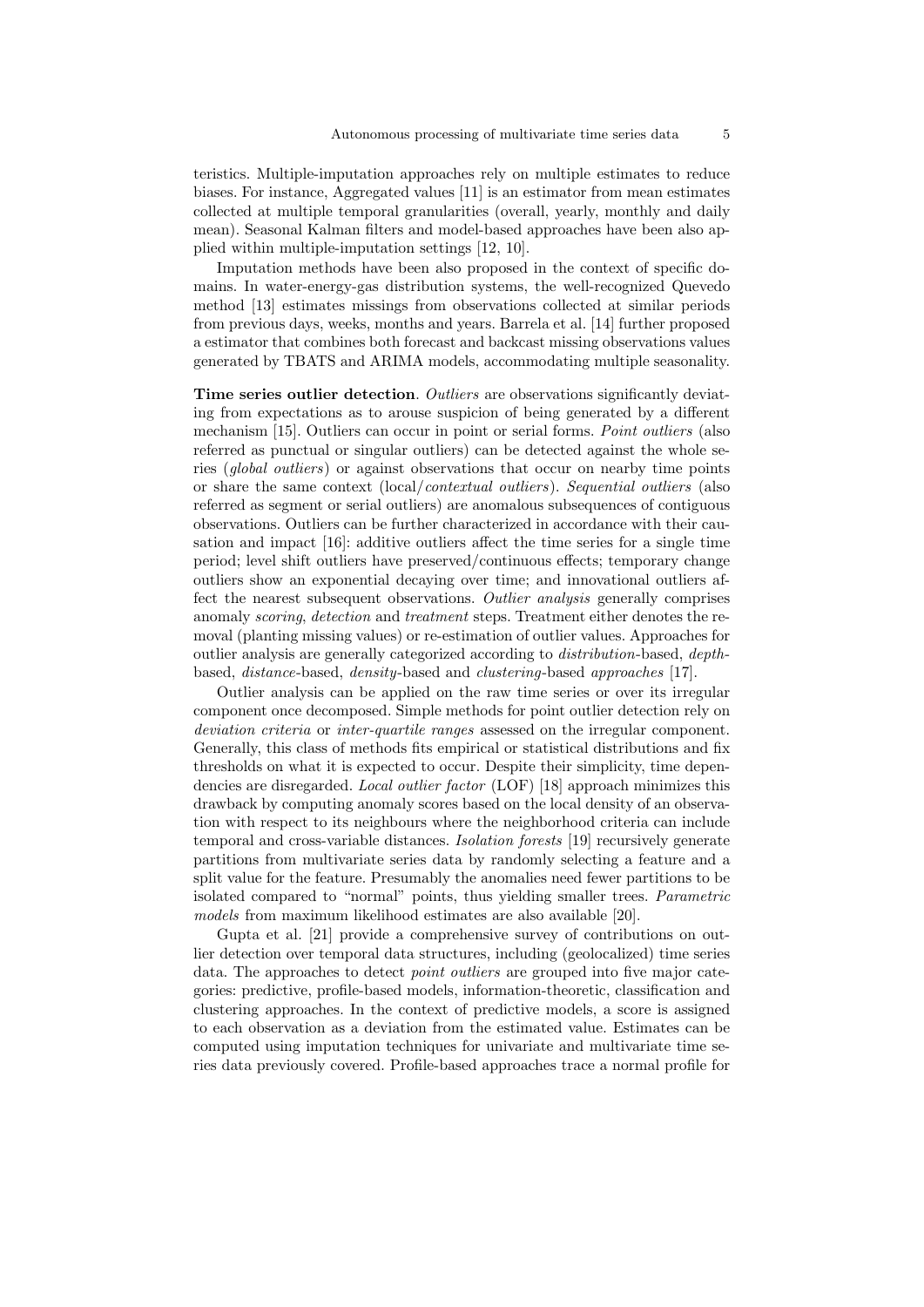teristics. Multiple-imputation approaches rely on multiple estimates to reduce biases. For instance, Aggregated values [11] is an estimator from mean estimates collected at multiple temporal granularities (overall, yearly, monthly and daily mean). Seasonal Kalman filters and model-based approaches have been also applied within multiple-imputation settings [12, 10].

Imputation methods have been also proposed in the context of specific domains. In water-energy-gas distribution systems, the well-recognized Quevedo method [13] estimates missings from observations collected at similar periods from previous days, weeks, months and years. Barrela et al. [14] further proposed a estimator that combines both forecast and backcast missing observations values generated by TBATS and ARIMA models, accommodating multiple seasonality.

**Time series outlier detection**. *Outliers* are observations significantly deviating from expectations as to arouse suspicion of being generated by a different mechanism [15]. Outliers can occur in point or serial forms. *Point outliers* (also referred as punctual or singular outliers) can be detected against the whole series (*global outliers*) or against observations that occur on nearby time points or share the same context (local/*contextual outliers*). *Sequential outliers* (also referred as segment or serial outliers) are anomalous subsequences of contiguous observations. Outliers can be further characterized in accordance with their causation and impact [16]: additive outliers affect the time series for a single time period; level shift outliers have preserved/continuous effects; temporary change outliers show an exponential decaying over time; and innovational outliers affect the nearest subsequent observations. *Outlier analysis* generally comprises anomaly *scoring*, *detection* and *treatment* steps. Treatment either denotes the removal (planting missing values) or re-estimation of outlier values. Approaches for outlier analysis are generally categorized according to *distribution*-based, *depth*-based, *distance*-based, *density*-based and *clustering*-based *approaches* [17].

Outlier analysis can be applied on the raw time series or over its irregular component once decomposed. Simple methods for point outlier detection rely on *deviation criteria* or *inter-quartile ranges* assessed on the irregular component. Generally, this class of methods fits empirical or statistical distributions and fix thresholds on what it is expected to occur. Despite their simplicity, time dependencies are disregarded. *Local outlier factor* (LOF) [18] approach minimizes this drawback by computing anomaly scores based on the local density of an observation with respect to its neighbours where the neighborhood criteria can include temporal and cross-variable distances. *Isolation forests* [19] recursively generate partitions from multivariate series data by randomly selecting a feature and a split value for the feature. Presumably the anomalies need fewer partitions to be isolated compared to "normal" points, thus yielding smaller trees. *Parametric models* from maximum likelihood estimates are also available [20].

Gupta et al. [21] provide a comprehensive survey of contributions on outlier detection over temporal data structures, including (geolocalized) time series data. The approaches to detect *point outliers* are grouped into five major categories: predictive, profile-based models, information-theoretic, classification and clustering approaches. In the context of predictive models, a score is assigned to each observation as a deviation from the estimated value. Estimates can be computed using imputation techniques for univariate and multivariate time series data previously covered. Profile-based approaches trace a normal profile for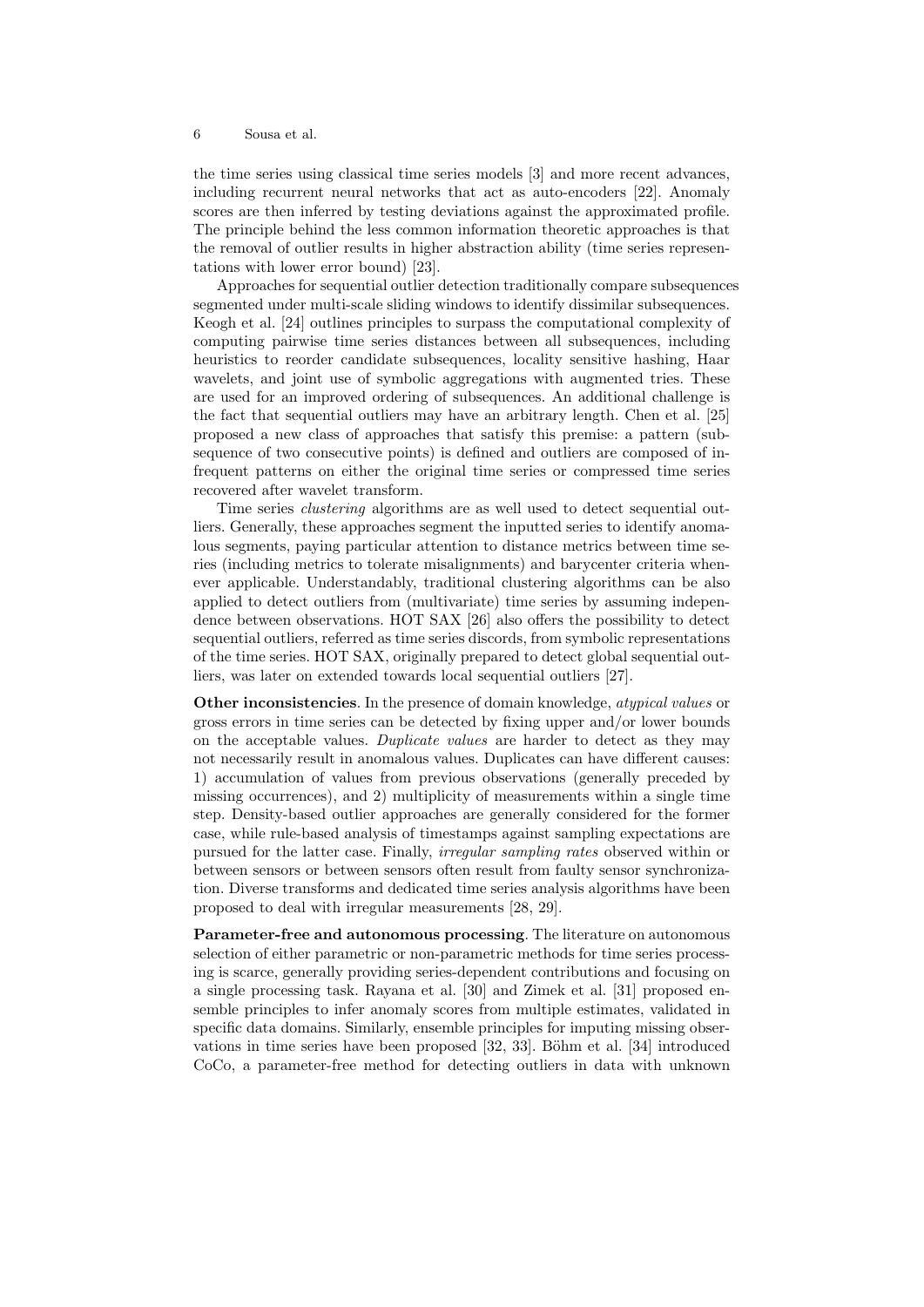the time series using classical time series models [3] and more recent advances, including recurrent neural networks that act as auto-encoders [22]. Anomaly scores are then inferred by testing deviations against the approximated profile. The principle behind the less common information theoretic approaches is that the removal of outlier results in higher abstraction ability (time series representations with lower error bound) [23].

Approaches for sequential outlier detection traditionally compare subsequences segmented under multi-scale sliding windows to identify dissimilar subsequences. Keogh et al. [24] outlines principles to surpass the computational complexity of computing pairwise time series distances between all subsequences, including heuristics to reorder candidate subsequences, locality sensitive hashing, Haar wavelets, and joint use of symbolic aggregations with augmented tries. These are used for an improved ordering of subsequences. An additional challenge is the fact that sequential outliers may have an arbitrary length. Chen et al. [25] proposed a new class of approaches that satisfy this premise: a pattern (subsequence of two consecutive points) is defined and outliers are composed of infrequent patterns on either the original time series or compressed time series recovered after wavelet transform.

Time series *clustering* algorithms are as well used to detect sequential outliers. Generally, these approaches segment the inputted series to identify anomalous segments, paying particular attention to distance metrics between time series (including metrics to tolerate misalignments) and barycenter criteria whenever applicable. Understandably, traditional clustering algorithms can be also applied to detect outliers from (multivariate) time series by assuming independence between observations. HOT SAX [26] also offers the possibility to detect sequential outliers, referred as time series discords, from symbolic representations of the time series. HOT SAX, originally prepared to detect global sequential outliers, was later on extended towards local sequential outliers [27].

**Other inconsistencies**. In the presence of domain knowledge, *atypical values* or gross errors in time series can be detected by fixing upper and/or lower bounds on the acceptable values. *Duplicate values* are harder to detect as they may not necessarily result in anomalous values. Duplicates can have different causes: 1) accumulation of values from previous observations (generally preceded by missing occurrences), and 2) multiplicity of measurements within a single time step. Density-based outlier approaches are generally considered for the former case, while rule-based analysis of timestamps against sampling expectations are pursued for the latter case. Finally, *irregular sampling rates* observed within or between sensors or between sensors often result from faulty sensor synchronization. Diverse transforms and dedicated time series analysis algorithms have been proposed to deal with irregular measurements [28, 29].

**Parameter-free and autonomous processing**. The literature on autonomous selection of either parametric or non-parametric methods for time series processing is scarce, generally providing series-dependent contributions and focusing on a single processing task. Rayana et al. [30] and Zimek et al. [31] proposed ensemble principles to infer anomaly scores from multiple estimates, validated in specific data domains. Similarly, ensemble principles for imputing missing observations in time series have been proposed [32, 33]. Böhm et al. [34] introduced CoCo, a parameter-free method for detecting outliers in data with unknown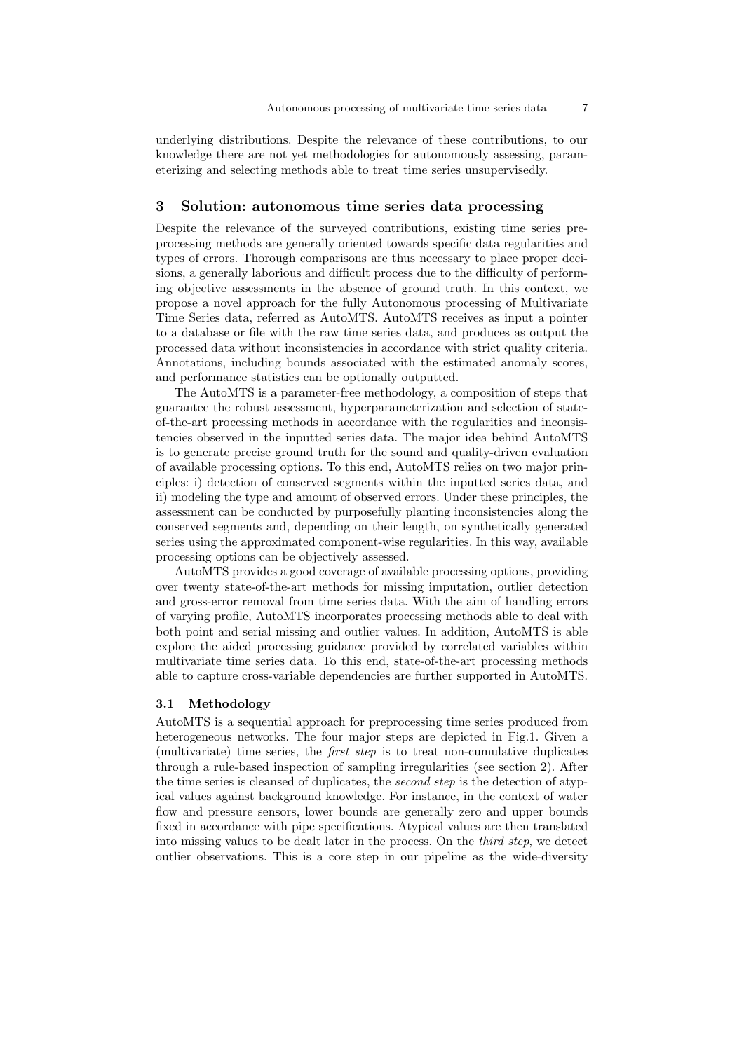underlying distributions. Despite the relevance of these contributions, to our knowledge there are not yet methodologies for autonomously assessing, parameterizing and selecting methods able to treat time series unsupervisedly.

## 3 Solution: autonomous time series data processing

Despite the relevance of the surveyed contributions, existing time series preprocessing methods are generally oriented towards specific data regularities and types of errors. Thorough comparisons are thus necessary to place proper decisions, a generally laborious and difficult process due to the difficulty of performing objective assessments in the absence of ground truth. In this context, we propose a novel approach for the fully Autonomous processing of Multivariate Time Series data, referred as AutoMTS. AutoMTS receives as input a pointer to a database or file with the raw time series data, and produces as output the processed data without inconsistencies in accordance with strict quality criteria. Annotations, including bounds associated with the estimated anomaly scores, and performance statistics can be optionally outputted.

The AutoMTS is a parameter-free methodology, a composition of steps that guarantee the robust assessment, hyperparameterization and selection of state-of-the-art processing methods in accordance with the regularities and inconsistencies observed in the inputted series data. The major idea behind AutoMTS is to generate precise ground truth for the sound and quality-driven evaluation of available processing options. To this end, AutoMTS relies on two major principles: i) detection of conserved segments within the inputted series data, and ii) modeling the type and amount of observed errors. Under these principles, the assessment can be conducted by purposefully planting inconsistencies along the conserved segments and, depending on their length, on synthetically generated series using the approximated component-wise regularities. In this way, available processing options can be objectively assessed.

AutoMTS provides a good coverage of available processing options, providing over twenty state-of-the-art methods for missing imputation, outlier detection and gross-error removal from time series data. With the aim of handling errors of varying profile, AutoMTS incorporates processing methods able to deal with both point and serial missing and outlier values. In addition, AutoMTS is able explore the aided processing guidance provided by correlated variables within multivariate time series data. To this end, state-of-the-art processing methods able to capture cross-variable dependencies are further supported in AutoMTS.

### 3.1 Methodology

AutoMTS is a sequential approach for preprocessing time series produced from heterogeneous networks. The four major steps are depicted in Fig.1. Given a (multivariate) time series, the *first step* is to treat non-cumulative duplicates through a rule-based inspection of sampling irregularities (see section 2). After the time series is cleansed of duplicates, the *second step* is the detection of atypical values against background knowledge. For instance, in the context of water flow and pressure sensors, lower bounds are generally zero and upper bounds fixed in accordance with pipe specifications. Atypical values are then translated into missing values to be dealt later in the process. On the *third step*, we detect outlier observations. This is a core step in our pipeline as the wide-diversity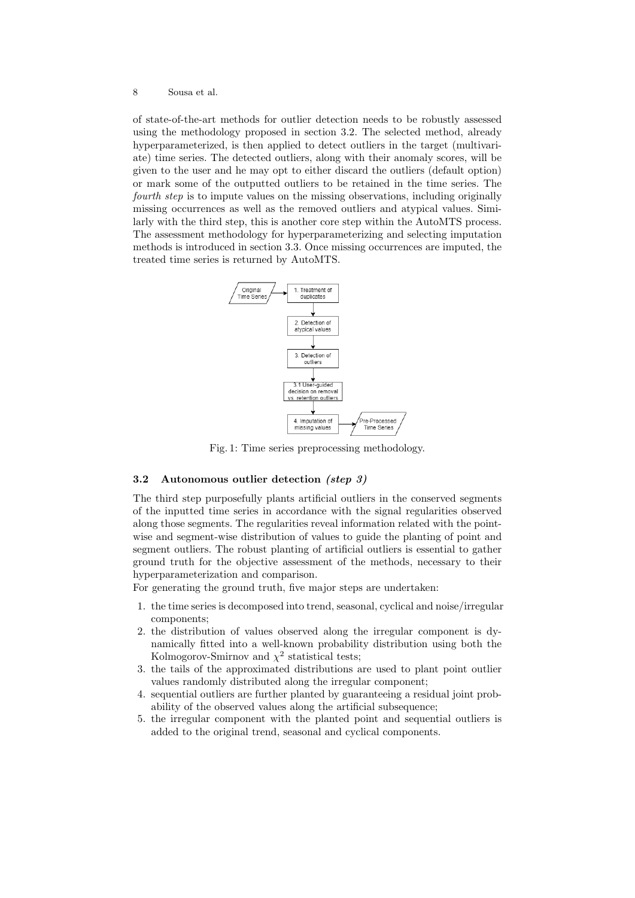of state-of-the-art methods for outlier detection needs to be robustly assessed using the methodology proposed in section 3.2. The selected method, already hyperparameterized, is then applied to detect outliers in the target (multivariate) time series. The detected outliers, along with their anomaly scores, will be given to the user and he may opt to either discard the outliers (default option) or mark some of the outputted outliers to be retained in the time series. The *fourth step* is to impute values on the missing observations, including originally missing occurrences as well as the removed outliers and atypical values. Similarly with the third step, this is another core step within the AutoMTS process. The assessment methodology for hyperparameterizing and selecting imputation methods is introduced in section 3.3. Once missing occurrences are imputed, the treated time series is returned by AutoMTS.

Fig. 1: Time series preprocessing methodology.

### 3.2 Autonomous outlier detection *(step 3)*

The third step purposefully plants artificial outliers in the conserved segments of the inputted time series in accordance with the signal regularities observed along those segments. The regularities reveal information related with the point-wise and segment-wise distribution of values to guide the planting of point and segment outliers. The robust planting of artificial outliers is essential to gather ground truth for the objective assessment of the methods, necessary to their hyperparameterization and comparison.

For generating the ground truth, five major steps are undertaken:

1. the time series is decomposed into trend, seasonal, cyclical and noise/irregular components;
2. the distribution of values observed along the irregular component is dynamically fitted into a well-known probability distribution using both the Kolmogorov-Smirnov and $\chi^2$ statistical tests;
3. the tails of the approximated distributions are used to plant point outlier values randomly distributed along the irregular component;
4. sequential outliers are further planted by guaranteeing a residual joint probability of the observed values along the artificial subsequence;
5. the irregular component with the planted point and sequential outliers is added to the original trend, seasonal and cyclical components.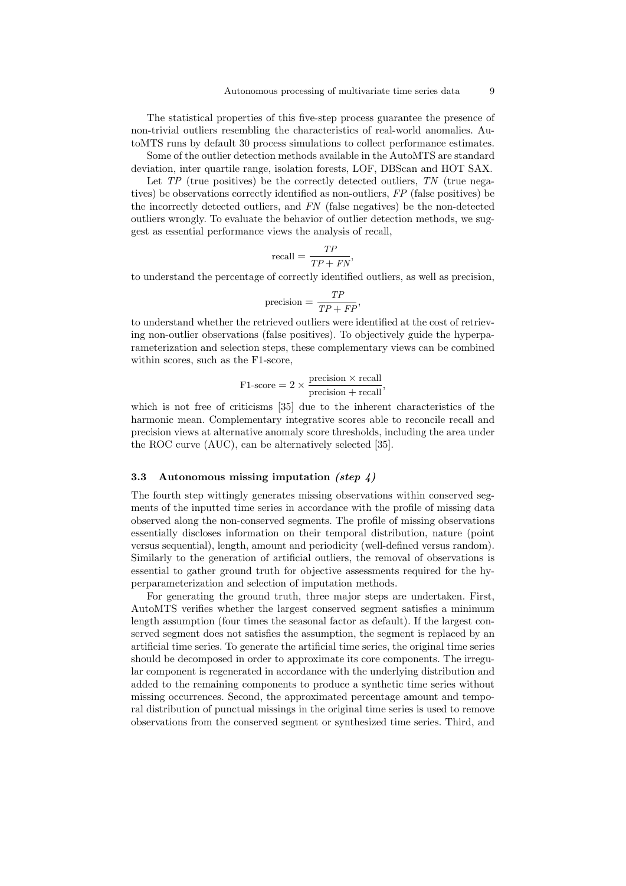The statistical properties of this five-step process guarantee the presence of non-trivial outliers resembling the characteristics of real-world anomalies. AutoMTS runs by default 30 process simulations to collect performance estimates.

Some of the outlier detection methods available in the AutoMTS are standard deviation, inter quartile range, isolation forests, LOF, DBScan and HOT SAX.

Let *TP* (true positives) be the correctly detected outliers, *TN* (true negatives) be observations correctly identified as non-outliers, *FP* (false positives) be the incorrectly detected outliers, and *FN* (false negatives) be the non-detected outliers wrongly. To evaluate the behavior of outlier detection methods, we suggest as essential performance views the analysis of recall,

$$\text{recall} = \frac{TP}{TP + FN},$$

to understand the percentage of correctly identified outliers, as well as precision,

$$\text{precision} = \frac{TP}{TP + FP},$$

to understand whether the retrieved outliers were identified at the cost of retrieving non-outlier observations (false positives). To objectively guide the hyperparameterization and selection steps, these complementary views can be combined within scores, such as the F1-score,

$$\text{F1-score} = 2 \times \frac{\text{precision} \times \text{recall}}{\text{precision} + \text{recall}},$$

which is not free of criticisms [35] due to the inherent characteristics of the harmonic mean. Complementary integrative scores able to reconcile recall and precision views at alternative anomaly score thresholds, including the area under the ROC curve (AUC), can be alternatively selected [35].

### 3.3 Autonomous missing imputation *(step 4)*

The fourth step wittingly generates missing observations within conserved segments of the inputted time series in accordance with the profile of missing data observed along the non-conserved segments. The profile of missing observations essentially discloses information on their temporal distribution, nature (point versus sequential), length, amount and periodicity (well-defined versus random). Similarly to the generation of artificial outliers, the removal of observations is essential to gather ground truth for objective assessments required for the hyperparameterization and selection of imputation methods.

For generating the ground truth, three major steps are undertaken. First, AutoMTS verifies whether the largest conserved segment satisfies a minimum length assumption (four times the seasonal factor as default). If the largest conserved segment does not satisfies the assumption, the segment is replaced by an artificial time series. To generate the artificial time series, the original time series should be decomposed in order to approximate its core components. The irregular component is regenerated in accordance with the underlying distribution and added to the remaining components to produce a synthetic time series without missing occurrences. Second, the approximated percentage amount and temporal distribution of punctual missings in the original time series is used to remove observations from the conserved segment or synthesized time series. Third, and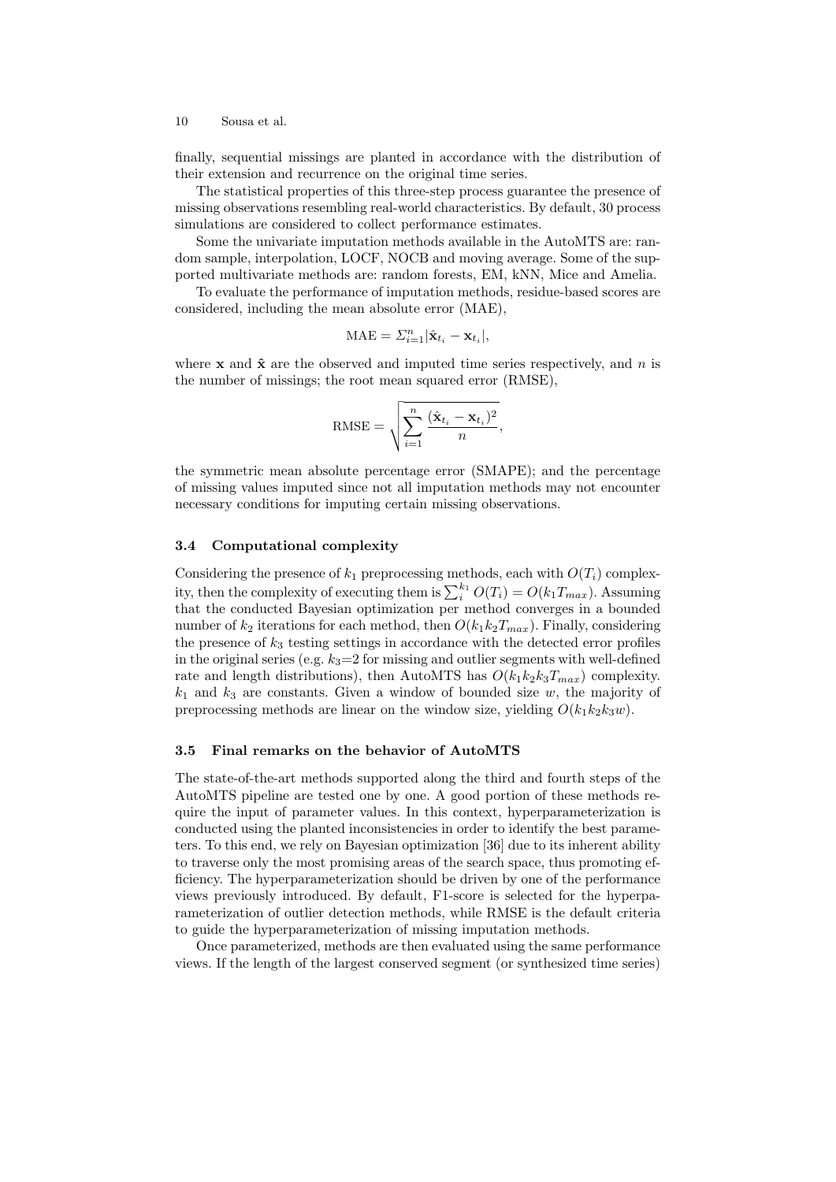finally, sequential missings are planted in accordance with the distribution of their extension and recurrence on the original time series.

The statistical properties of this three-step process guarantee the presence of missing observations resembling real-world characteristics. By default, 30 process simulations are considered to collect performance estimates.

Some the univariate imputation methods available in the AutoMTS are: random sample, interpolation, LOCF, NOCB and moving average. Some of the supported multivariate methods are: random forests, EM, kNN, Mice and Amelia.

To evaluate the performance of imputation methods, residue-based scores are considered, including the mean absolute error (MAE),

$$\text{MAE} = \Sigma_{i=1}^{n} |\hat{\mathbf{x}}_{t_i} - \mathbf{x}_{t_i}|,$$

where $\mathbf{x}$ and $\hat{\mathbf{x}}$ are the observed and imputed time series respectively, and $n$ is the number of missings; the root mean squared error (RMSE),

$$\text{RMSE} = \sqrt{\sum_{i=1}^{n} \frac{(\hat{\mathbf{x}}_{t_i} - \mathbf{x}_{t_i})^2}{n}},$$

the symmetric mean absolute percentage error (SMAPE); and the percentage of missing values imputed since not all imputation methods may not encounter necessary conditions for imputing certain missing observations.

### 3.4 Computational complexity

Considering the presence of $k_1$ preprocessing methods, each with $O(T_i)$ complexity, then the complexity of executing them is $\sum_i^{k_1} O(T_i) = O(k_1 T_{max})$. Assuming that the conducted Bayesian optimization per method converges in a bounded number of $k_2$ iterations for each method, then $O(k_1 k_2 T_{max})$. Finally, considering the presence of $k_3$ testing settings in accordance with the detected error profiles in the original series (e.g. $k_3$=2 for missing and outlier segments with well-defined rate and length distributions), then AutoMTS has $O(k_1 k_2 k_3 T_{max})$ complexity. $k_1$ and $k_3$ are constants. Given a window of bounded size $w$, the majority of preprocessing methods are linear on the window size, yielding $O(k_1 k_2 k_3 w)$.

### 3.5 Final remarks on the behavior of AutoMTS

The state-of-the-art methods supported along the third and fourth steps of the AutoMTS pipeline are tested one by one. A good portion of these methods require the input of parameter values. In this context, hyperparameterization is conducted using the planted inconsistencies in order to identify the best parameters. To this end, we rely on Bayesian optimization [36] due to its inherent ability to traverse only the most promising areas of the search space, thus promoting efficiency. The hyperparameterization should be driven by one of the performance views previously introduced. By default, F1-score is selected for the hyperparameterization of outlier detection methods, while RMSE is the default criteria to guide the hyperparameterization of missing imputation methods.

Once parameterized, methods are then evaluated using the same performance views. If the length of the largest conserved segment (or synthesized time series)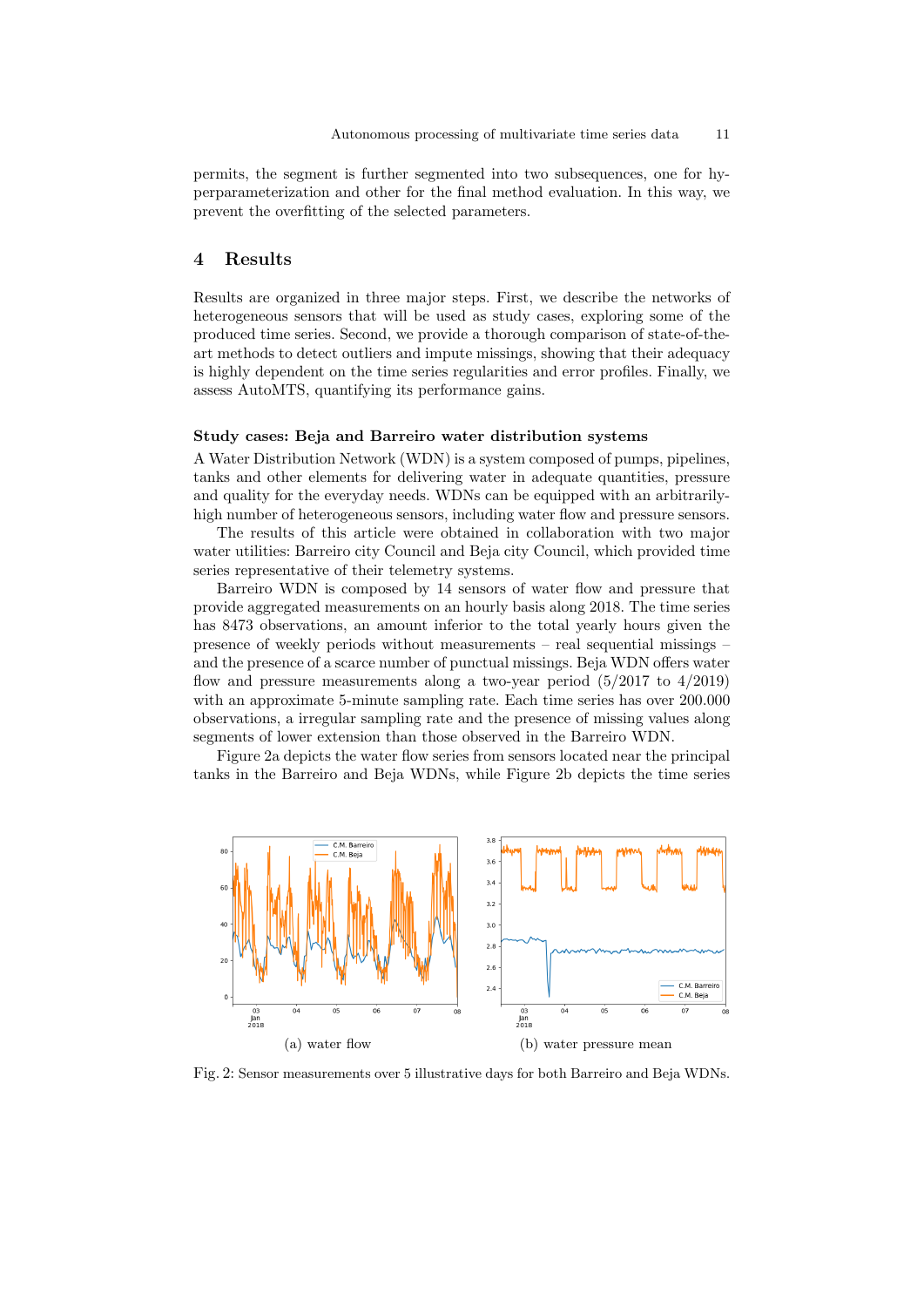permits, the segment is further segmented into two subsequences, one for hyperparameterization and other for the final method evaluation. In this way, we prevent the overfitting of the selected parameters.

## 4 Results

Results are organized in three major steps. First, we describe the networks of heterogeneous sensors that will be used as study cases, exploring some of the produced time series. Second, we provide a thorough comparison of state-of-the-art methods to detect outliers and impute missings, showing that their adequacy is highly dependent on the time series regularities and error profiles. Finally, we assess AutoMTS, quantifying its performance gains.

**Study cases: Beja and Barreiro water distribution systems**

A Water Distribution Network (WDN) is a system composed of pumps, pipelines, tanks and other elements for delivering water in adequate quantities, pressure and quality for the everyday needs. WDNs can be equipped with an arbitrarily-high number of heterogeneous sensors, including water flow and pressure sensors.

The results of this article were obtained in collaboration with two major water utilities: Barreiro city Council and Beja city Council, which provided time series representative of their telemetry systems.

Barreiro WDN is composed by 14 sensors of water flow and pressure that provide aggregated measurements on an hourly basis along 2018. The time series has 8473 observations, an amount inferior to the total yearly hours given the presence of weekly periods without measurements – real sequential missings – and the presence of a scarce number of punctual missings. Beja WDN offers water flow and pressure measurements along a two-year period (5/2017 to 4/2019) with an approximate 5-minute sampling rate. Each time series has over 200.000 observations, a irregular sampling rate and the presence of missing values along segments of lower extension than those observed in the Barreiro WDN.

Figure 2a depicts the water flow series from sensors located near the principal tanks in the Barreiro and Beja WDNs, while Figure 2b depicts the time series

(a) water flow (b) water pressure mean

Fig. 2: Sensor measurements over 5 illustrative days for both Barreiro and Beja WDNs.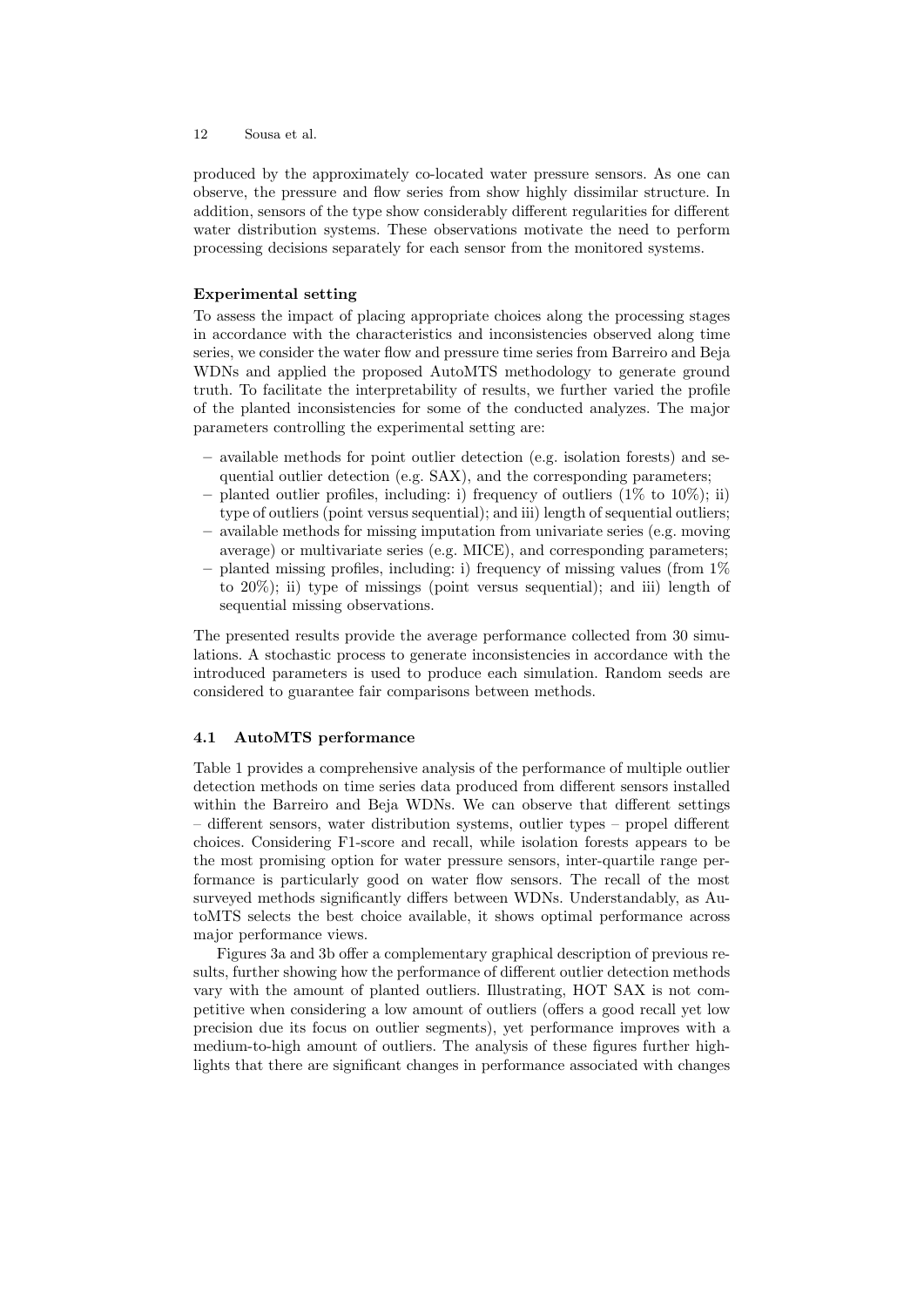produced by the approximately co-located water pressure sensors. As one can observe, the pressure and flow series from show highly dissimilar structure. In addition, sensors of the type show considerably different regularities for different water distribution systems. These observations motivate the need to perform processing decisions separately for each sensor from the monitored systems.

**Experimental setting**

To assess the impact of placing appropriate choices along the processing stages in accordance with the characteristics and inconsistencies observed along time series, we consider the water flow and pressure time series from Barreiro and Beja WDNs and applied the proposed AutoMTS methodology to generate ground truth. To facilitate the interpretability of results, we further varied the profile of the planted inconsistencies for some of the conducted analyzes. The major parameters controlling the experimental setting are:

- available methods for point outlier detection (e.g. isolation forests) and sequential outlier detection (e.g. SAX), and the corresponding parameters;
- planted outlier profiles, including: i) frequency of outliers (1% to 10%); ii) type of outliers (point versus sequential); and iii) length of sequential outliers;
- available methods for missing imputation from univariate series (e.g. moving average) or multivariate series (e.g. MICE), and corresponding parameters;
- planted missing profiles, including: i) frequency of missing values (from 1% to 20%); ii) type of missings (point versus sequential); and iii) length of sequential missing observations.

The presented results provide the average performance collected from 30 simulations. A stochastic process to generate inconsistencies in accordance with the introduced parameters is used to produce each simulation. Random seeds are considered to guarantee fair comparisons between methods.

### 4.1 AutoMTS performance

Table 1 provides a comprehensive analysis of the performance of multiple outlier detection methods on time series data produced from different sensors installed within the Barreiro and Beja WDNs. We can observe that different settings – different sensors, water distribution systems, outlier types – propel different choices. Considering F1-score and recall, while isolation forests appears to be the most promising option for water pressure sensors, inter-quartile range performance is particularly good on water flow sensors. The recall of the most surveyed methods significantly differs between WDNs. Understandably, as AutoMTS selects the best choice available, it shows optimal performance across major performance views.

Figures 3a and 3b offer a complementary graphical description of previous results, further showing how the performance of different outlier detection methods vary with the amount of planted outliers. Illustrating, HOT SAX is not competitive when considering a low amount of outliers (offers a good recall yet low precision due its focus on outlier segments), yet performance improves with a medium-to-high amount of outliers. The analysis of these figures further highlights that there are significant changes in performance associated with changes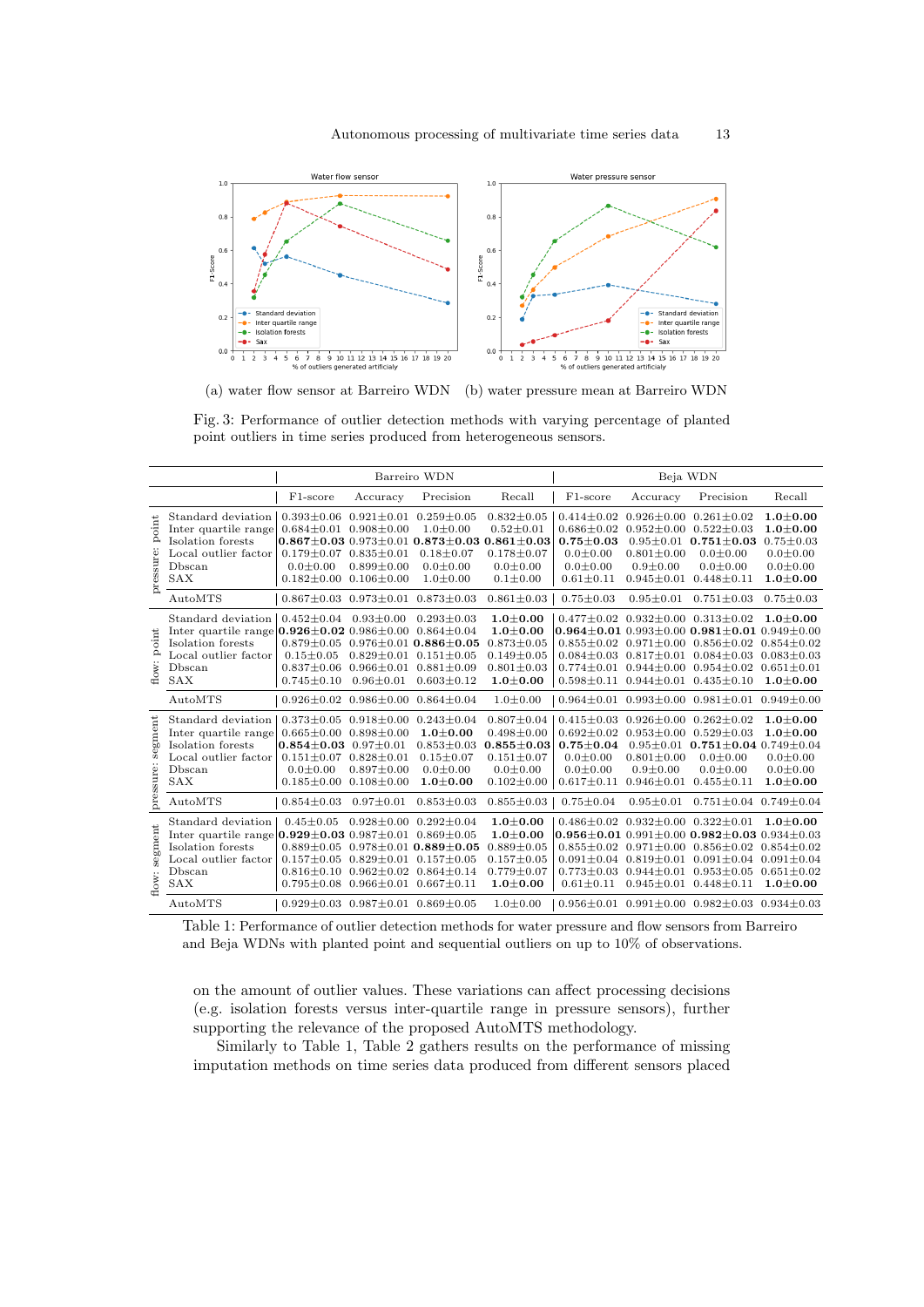(a) water flow sensor at Barreiro WDN (b) water pressure mean at Barreiro WDN

Fig. 3: Performance of outlier detection methods with varying percentage of planted point outliers in time series produced from heterogeneous sensors.

| | | Barreiro WDN | | | | Beja WDN | | | |
|---|---|---|---|---|---|---|---|---|---|
| | | F1-score | Accuracy | Precision | Recall | F1-score | Accuracy | Precision | Recall |
| pressure: point | Standard deviation | 0.393±0.06 | 0.921±0.01 | 0.259±0.05 | 0.832±0.05 | 0.414±0.02 | 0.926±0.00 | 0.261±0.02 | **1.0±0.00** |
| | Inter quartile range | 0.684±0.01 | 0.908±0.00 | 1.0±0.00 | 0.52±0.01 | 0.686±0.02 | 0.952±0.00 | 0.522±0.03 | **1.0±0.00** |
| | Isolation forests | **0.867±0.03** | 0.973±0.01 | **0.873±0.03** | **0.861±0.03** | **0.75±0.03** | 0.95±0.01 | **0.751±0.03** | 0.75±0.03 |
| | Local outlier factor | 0.179±0.07 | 0.835±0.01 | 0.18±0.07 | 0.178±0.07 | 0.0±0.00 | 0.801±0.00 | 0.0±0.00 | 0.0±0.00 |
| | Dbscan | 0.0±0.00 | 0.899±0.00 | 0.0±0.00 | 0.0±0.00 | 0.0±0.00 | 0.9±0.00 | 0.0±0.00 | 0.0±0.00 |
| | SAX | 0.182±0.00 | 0.106±0.00 | 1.0±0.00 | 0.1±0.00 | 0.61±0.11 | 0.945±0.01 | 0.448±0.11 | **1.0±0.00** |
| | AutoMTS | 0.867±0.03 | 0.973±0.01 | 0.873±0.03 | 0.861±0.03 | 0.75±0.03 | 0.95±0.01 | 0.751±0.03 | 0.75±0.03 |
| flow: point | Standard deviation | 0.452±0.04 | 0.93±0.00 | 0.293±0.03 | **1.0±0.00** | 0.477±0.02 | 0.932±0.00 | 0.313±0.02 | **1.0±0.00** |
| | Inter quartile range | **0.926±0.02** | 0.986±0.00 | 0.864±0.04 | **1.0±0.00** | **0.964±0.01** | 0.993±0.00 | **0.981±0.01** | 0.949±0.00 |
| | Isolation forests | 0.879±0.05 | 0.976±0.01 | **0.886±0.05** | 0.873±0.05 | 0.855±0.02 | 0.971±0.00 | 0.856±0.02 | 0.854±0.02 |
| | Local outlier factor | 0.15±0.05 | 0.829±0.01 | 0.151±0.05 | 0.149±0.05 | 0.084±0.03 | 0.817±0.01 | 0.084±0.03 | 0.083±0.03 |
| | Dbscan | 0.837±0.06 | 0.966±0.01 | 0.881±0.09 | 0.801±0.03 | 0.774±0.01 | 0.944±0.00 | 0.954±0.02 | 0.651±0.01 |
| | SAX | 0.745±0.10 | 0.96±0.01 | 0.603±0.12 | **1.0±0.00** | 0.598±0.11 | 0.944±0.01 | 0.435±0.10 | **1.0±0.00** |
| | AutoMTS | 0.926±0.02 | 0.986±0.00 | 0.864±0.04 | 1.0±0.00 | 0.964±0.01 | 0.993±0.00 | 0.981±0.01 | 0.949±0.00 |
| pressure: segment | Standard deviation | 0.373±0.05 | 0.918±0.00 | 0.243±0.04 | 0.807±0.04 | 0.415±0.03 | 0.926±0.00 | 0.262±0.02 | **1.0±0.00** |
| | Inter quartile range | 0.665±0.00 | 0.898±0.00 | **1.0±0.00** | 0.498±0.00 | 0.692±0.02 | 0.953±0.00 | 0.529±0.03 | **1.0±0.00** |
| | Isolation forests | **0.854±0.03** | 0.97±0.01 | 0.853±0.03 | **0.855±0.03** | **0.75±0.04** | 0.95±0.01 | **0.751±0.04** | 0.749±0.04 |
| | Local outlier factor | 0.151±0.07 | 0.828±0.01 | 0.15±0.07 | 0.151±0.07 | 0.0±0.00 | 0.801±0.00 | 0.0±0.00 | 0.0±0.00 |
| | Dbscan | 0.0±0.00 | 0.897±0.00 | 0.0±0.00 | 0.0±0.00 | 0.0±0.00 | 0.9±0.00 | 0.0±0.00 | 0.0±0.00 |
| | SAX | 0.185±0.00 | 0.108±0.00 | **1.0±0.00** | 0.102±0.00 | 0.617±0.11 | 0.946±0.01 | 0.455±0.11 | **1.0±0.00** |
| | AutoMTS | 0.854±0.03 | 0.97±0.01 | 0.853±0.03 | 0.855±0.03 | 0.75±0.04 | 0.95±0.01 | 0.751±0.04 | 0.749±0.04 |
| flow: segment | Standard deviation | 0.45±0.05 | 0.928±0.00 | 0.292±0.04 | **1.0±0.00** | 0.486±0.02 | 0.932±0.00 | 0.322±0.01 | **1.0±0.00** |
| | Inter quartile range | **0.929±0.03** | 0.987±0.01 | 0.869±0.05 | **1.0±0.00** | **0.956±0.01** | 0.991±0.00 | **0.982±0.03** | 0.934±0.03 |
| | Isolation forests | 0.889±0.05 | 0.978±0.01 | **0.889±0.05** | 0.889±0.05 | 0.855±0.02 | 0.971±0.00 | 0.856±0.02 | 0.854±0.02 |
| | Local outlier factor | 0.157±0.05 | 0.829±0.01 | 0.157±0.05 | 0.157±0.05 | 0.091±0.04 | 0.819±0.01 | 0.091±0.04 | 0.091±0.04 |
| | Dbscan | 0.816±0.10 | 0.962±0.02 | 0.864±0.14 | 0.779±0.07 | 0.773±0.03 | 0.944±0.01 | 0.953±0.05 | 0.651±0.02 |
| | SAX | 0.795±0.08 | 0.966±0.01 | 0.667±0.11 | **1.0±0.00** | 0.61±0.11 | 0.945±0.01 | 0.448±0.11 | **1.0±0.00** |
| | AutoMTS | 0.929±0.03 | 0.987±0.01 | 0.869±0.05 | 1.0±0.00 | 0.956±0.01 | 0.991±0.00 | 0.982±0.03 | 0.934±0.03 |

Table 1: Performance of outlier detection methods for water pressure and flow sensors from Barreiro and Beja WDNs with planted point and sequential outliers on up to 10% of observations.

on the amount of outlier values. These variations can affect processing decisions (e.g. isolation forests versus inter-quartile range in pressure sensors), further supporting the relevance of the proposed AutoMTS methodology.

Similarly to Table 1, Table 2 gathers results on the performance of missing imputation methods on time series data produced from different sensors placed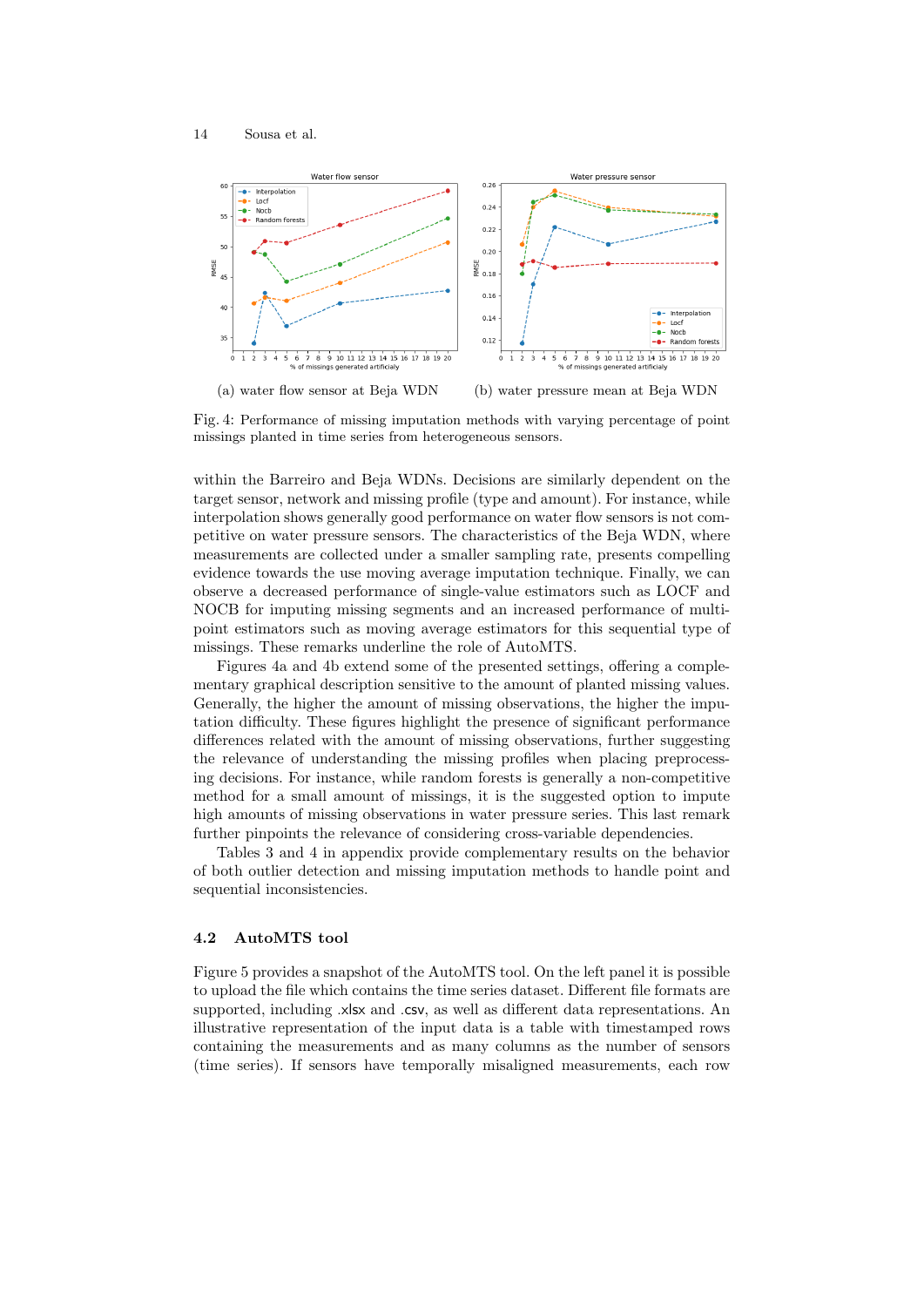Water flow sensor

RMSE

60
55
50
45
40
35

0 1 2 3 4 5 6 7 8 9 10 11 12 13 14 15 16 17 18 19 20

% of missings generated artificialy

Interpolation
Locf
Nocb
Random forests

Water pressure sensor

RMSE

0.26
0.24
0.22
0.20
0.18
0.16
0.14
0.12

0 1 2 3 4 5 6 7 8 9 10 11 12 13 14 15 16 17 18 19 20

% of missings generated artificialy

Interpolation
Locf
Nocb
Random forests

(a) water flow sensor at Beja WDN (b) water pressure mean at Beja WDN

Fig. 4: Performance of missing imputation methods with varying percentage of point missings planted in time series from heterogeneous sensors.

within the Barreiro and Beja WDNs. Decisions are similarly dependent on the target sensor, network and missing profile (type and amount). For instance, while interpolation shows generally good performance on water flow sensors is not competitive on water pressure sensors. The characteristics of the Beja WDN, where measurements are collected under a smaller sampling rate, presents compelling evidence towards the use moving average imputation technique. Finally, we can observe a decreased performance of single-value estimators such as LOCF and NOCB for imputing missing segments and an increased performance of multi-point estimators such as moving average estimators for this sequential type of missings. These remarks underline the role of AutoMTS.

Figures 4a and 4b extend some of the presented settings, offering a complementary graphical description sensitive to the amount of planted missing values. Generally, the higher the amount of missing observations, the higher the imputation difficulty. These figures highlight the presence of significant performance differences related with the amount of missing observations, further suggesting the relevance of understanding the missing profiles when placing preprocessing decisions. For instance, while random forests is generally a non-competitive method for a small amount of missings, it is the suggested option to impute high amounts of missing observations in water pressure series. This last remark further pinpoints the relevance of considering cross-variable dependencies.

Tables 3 and 4 in appendix provide complementary results on the behavior of both outlier detection and missing imputation methods to handle point and sequential inconsistencies.

### 4.2 AutoMTS tool

Figure 5 provides a snapshot of the AutoMTS tool. On the left panel it is possible to upload the file which contains the time series dataset. Different file formats are supported, including .xlsx and .csv, as well as different data representations. An illustrative representation of the input data is a table with timestamped rows containing the measurements and as many columns as the number of sensors (time series). If sensors have temporally misaligned measurements, each row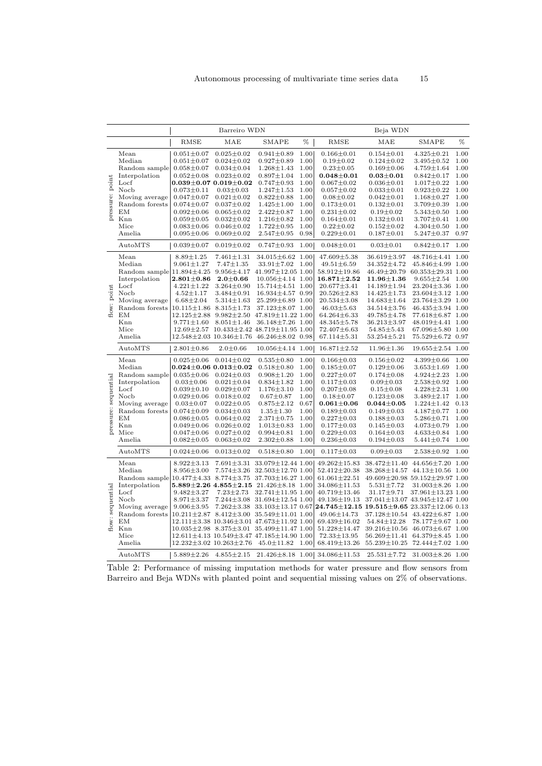| | | Barreiro WDN | | | | Beja WDN | | | |
|---|---|---|---|---|---|---|---|---|---|
| | | RMSE | MAE | SMAPE | % | RMSE | MAE | SMAPE | % |
| pressure: point | Mean | 0.051±0.07 | 0.025±0.02 | 0.941±0.89 | 1.00 | 0.166±0.01 | 0.154±0.01 | 4.325±0.21 | 1.00 |
| | Median | 0.051±0.07 | 0.024±0.02 | 0.927±0.89 | 1.00 | 0.19±0.02 | 0.124±0.02 | 3.495±0.52 | 1.00 |
| | Random sample | 0.058±0.07 | 0.034±0.04 | 1.268±1.43 | 1.00 | 0.23±0.05 | 0.169±0.06 | 4.759±1.64 | 1.00 |
| | Interpolation | 0.052±0.08 | 0.023±0.02 | 0.897±1.04 | 1.00 | **0.048±0.01** | **0.03±0.01** | 0.842±0.17 | 1.00 |
| | Locf | **0.039±0.07** | **0.019±0.02** | 0.747±0.93 | 1.00 | 0.067±0.02 | 0.036±0.01 | 1.017±0.22 | 1.00 |
| | Nocb | 0.073±0.11 | 0.03±0.03 | 1.247±1.53 | 1.00 | 0.057±0.02 | 0.033±0.01 | 0.923±0.22 | 1.00 |
| | Moving average | 0.047±0.07 | 0.021±0.02 | 0.822±0.88 | 1.00 | 0.08±0.02 | 0.042±0.01 | 1.168±0.27 | 1.00 |
| | Random forests | 0.074±0.07 | 0.037±0.02 | 1.425±1.00 | 1.00 | 0.173±0.01 | 0.132±0.01 | 3.709±0.39 | 1.00 |
| | EM | 0.092±0.06 | 0.065±0.02 | 2.422±0.87 | 1.00 | 0.231±0.02 | 0.19±0.02 | 5.343±0.50 | 1.00 |
| | Knn | 0.059±0.05 | 0.032±0.02 | 1.216±0.82 | 1.00 | 0.164±0.01 | 0.132±0.01 | 3.707±0.41 | 1.00 |
| | Mice | 0.083±0.06 | 0.046±0.02 | 1.722±0.95 | 1.00 | 0.22±0.02 | 0.152±0.02 | 4.304±0.50 | 1.00 |
| | Amelia | 0.095±0.06 | 0.069±0.02 | 2.547±0.95 | 0.98 | 0.229±0.01 | 0.187±0.01 | 5.247±0.37 | 0.97 |
| | AutoMTS | 0.039±0.07 | 0.019±0.02 | 0.747±0.93 | 1.00 | 0.048±0.01 | 0.03±0.01 | 0.842±0.17 | 1.00 |
| flow: point | Mean | 8.89±1.25 | 7.461±1.31 | 34.015±6.62 | 1.00 | 47.609±5.38 | 36.619±3.97 | 48.716±4.41 | 1.00 |
| | Median | 9.061±1.27 | 7.47±1.35 | 33.91±7.02 | 1.00 | 49.51±6.59 | 34.352±4.72 | 45.846±4.99 | 1.00 |
| | Random sample | 11.894±4.25 | 9.956±4.17 | 41.997±12.05 | 1.00 | 58.912±19.86 | 46.49±20.79 | 60.353±29.31 | 1.00 |
| | Interpolation | **2.801±0.86** | **2.0±0.66** | 10.056±4.14 | 1.00 | **16.871±2.52** | **11.96±1.36** | 9.655±2.54 | 1.00 |
| | Locf | 4.221±1.22 | 3.264±0.90 | 15.714±4.51 | 1.00 | 20.677±3.41 | 14.189±1.94 | 23.204±3.36 | 1.00 |
| | Nocb | 4.52±1.17 | 3.484±0.91 | 16.934±4.57 | 0.99 | 20.526±2.83 | 14.425±1.73 | 23.604±3.12 | 1.00 |
| | Moving average | 6.68±2.04 | 5.314±1.63 | 25.299±6.89 | 1.00 | 20.534±3.08 | 14.683±1.64 | 23.764±3.29 | 1.00 |
| | Random forests | 10.115±1.86 | 8.315±1.73 | 37.123±8.07 | 1.00 | 46.03±5.63 | 34.514±3.76 | 46.435±3.94 | 1.00 |
| | EM | 12.125±2.88 | 9.982±2.50 | 47.819±11.22 | 1.00 | 64.264±6.33 | 49.785±4.78 | 77.618±6.87 | 1.00 |
| | Knn | 9.771±1.60 | 8.051±1.46 | 36.148±7.26 | 1.00 | 48.345±5.78 | 36.213±3.97 | 48.019±4.41 | 1.00 |
| | Mice | 12.69±2.57 | 10.433±2.42 | 48.719±11.95 | 1.00 | 72.407±6.63 | 54.85±5.43 | 67.096±5.80 | 1.00 |
| | Amelia | 12.548±2.03 | 10.346±1.76 | 46.246±8.02 | 0.98 | 67.114±5.31 | 53.254±5.21 | 75.529±6.72 | 0.97 |
| | AutoMTS | 2.801±0.86 | 2.0±0.66 | 10.056±4.14 | 1.00 | 16.871±2.52 | 11.96±1.36 | 19.655±2.54 | 1.00 |
| pressure: sequential | Mean | 0.025±0.06 | 0.014±0.02 | 0.535±0.80 | 1.00 | 0.166±0.03 | 0.156±0.02 | 4.399±0.66 | 1.00 |
| | Median | **0.024±0.06** | **0.013±0.02** | 0.518±0.80 | 1.00 | 0.185±0.07 | 0.129±0.06 | 3.653±1.69 | 1.00 |
| | Random sample | 0.035±0.06 | 0.024±0.03 | 0.908±1.20 | 1.00 | 0.227±0.07 | 0.174±0.08 | 4.924±2.23 | 1.00 |
| | Interpolation | 0.03±0.06 | 0.021±0.04 | 0.834±1.82 | 1.00 | 0.117±0.03 | 0.09±0.03 | 2.538±0.92 | 1.00 |
| | Locf | 0.039±0.10 | 0.029±0.07 | 1.176±3.10 | 1.00 | 0.207±0.08 | 0.15±0.08 | 4.228±2.31 | 1.00 |
| | Nocb | 0.029±0.06 | 0.018±0.02 | 0.67±0.87 | 1.00 | 0.18±0.07 | 0.123±0.08 | 3.489±2.17 | 1.00 |
| | Moving average | 0.03±0.07 | 0.022±0.05 | 0.875±2.12 | 0.67 | **0.061±0.06** | **0.044±0.05** | 1.224±1.42 | 0.13 |
| | Random forests | 0.074±0.09 | 0.034±0.03 | 1.35±1.30 | 1.00 | 0.189±0.03 | 0.149±0.03 | 4.187±0.77 | 1.00 |
| | EM | 0.086±0.05 | 0.064±0.02 | 2.371±0.75 | 1.00 | 0.227±0.03 | 0.188±0.03 | 5.286±0.71 | 1.00 |
| | Knn | 0.049±0.06 | 0.026±0.02 | 1.013±0.83 | 1.00 | 0.177±0.03 | 0.145±0.03 | 4.073±0.79 | 1.00 |
| | Mice | 0.047±0.06 | 0.027±0.02 | 0.994±0.81 | 1.00 | 0.229±0.03 | 0.164±0.03 | 4.633±0.84 | 1.00 |
| | Amelia | 0.082±0.05 | 0.063±0.02 | 2.302±0.88 | 1.00 | 0.236±0.03 | 0.194±0.03 | 5.441±0.74 | 1.00 |
| | AutoMTS | 0.024±0.06 | 0.013±0.02 | 0.518±0.80 | 1.00 | 0.117±0.03 | 0.09±0.03 | 2.538±0.92 | 1.00 |
| flow: sequential | Mean | 8.922±3.13 | 7.691±3.31 | 33.079±12.44 | 1.00 | 49.262±15.83 | 38.472±11.40 | 44.656±7.20 | 1.00 |
| | Median | 8.956±3.00 | 7.574±3.26 | 32.503±12.70 | 1.00 | 52.412±20.38 | 38.268±14.57 | 44.13±10.56 | 1.00 |
| | Random sample | 10.477±4.33 | 8.774±3.75 | 37.703±16.27 | 1.00 | 61.061±22.51 | 49.609±20.98 | 59.152±29.97 | 1.00 |
| | Interpolation | **5.889±2.26** | **4.855±2.15** | 21.426±8.18 | 1.00 | 34.086±11.53 | 5.531±7.72 | 31.003±8.26 | 1.00 |
| | Locf | 9.482±3.27 | 7.23±2.73 | 32.741±11.95 | 1.00 | 40.719±13.46 | 31.17±9.71 | 37.961±13.23 | 1.00 |
| | Nocb | 8.971±3.37 | 7.244±3.08 | 31.694±12.54 | 1.00 | 49.136±19.13 | 37.041±13.07 | 43.945±12.47 | 1.00 |
| | Moving average | 9.006±3.95 | 7.262±3.38 | 33.103±13.17 | 0.67 | **24.745±12.15** | **19.515±9.65** | 23.337±12.06 | 0.13 |
| | Random forests | 10.211±2.87 | 8.412±3.00 | 35.549±11.01 | 1.00 | 49.06±14.73 | 37.128±10.54 | 43.422±6.87 | 1.00 |
| | EM | 12.111±3.38 | 10.346±3.01 | 47.673±11.92 | 1.00 | 69.439±16.02 | 54.84±12.28 | 78.177±9.67 | 1.00 |
| | Knn | 10.035±2.98 | 8.375±3.01 | 35.499±11.47 | 1.00 | 51.228±14.47 | 39.216±10.56 | 46.073±6.67 | 1.00 |
| | Mice | 12.611±4.13 | 10.549±3.47 | 47.185±14.90 | 1.00 | 72.33±13.95 | 56.269±11.41 | 64.379±8.45 | 1.00 |
| | Amelia | 12.232±3.02 | 10.263±2.76 | 45.0±11.82 | 1.00 | 68.419±13.26 | 55.239±10.25 | 72.444±7.02 | 1.00 |
| | AutoMTS | 5.889±2.26 | 4.855±2.15 | 21.426±8.18 | 1.00 | 34.086±11.53 | 25.531±7.72 | 31.003±8.26 | 1.00 |

Table 2: Performance of missing imputation methods for water pressure and flow sensors from Barreiro and Beja WDNs with planted point and sequential missing values on 2% of observations.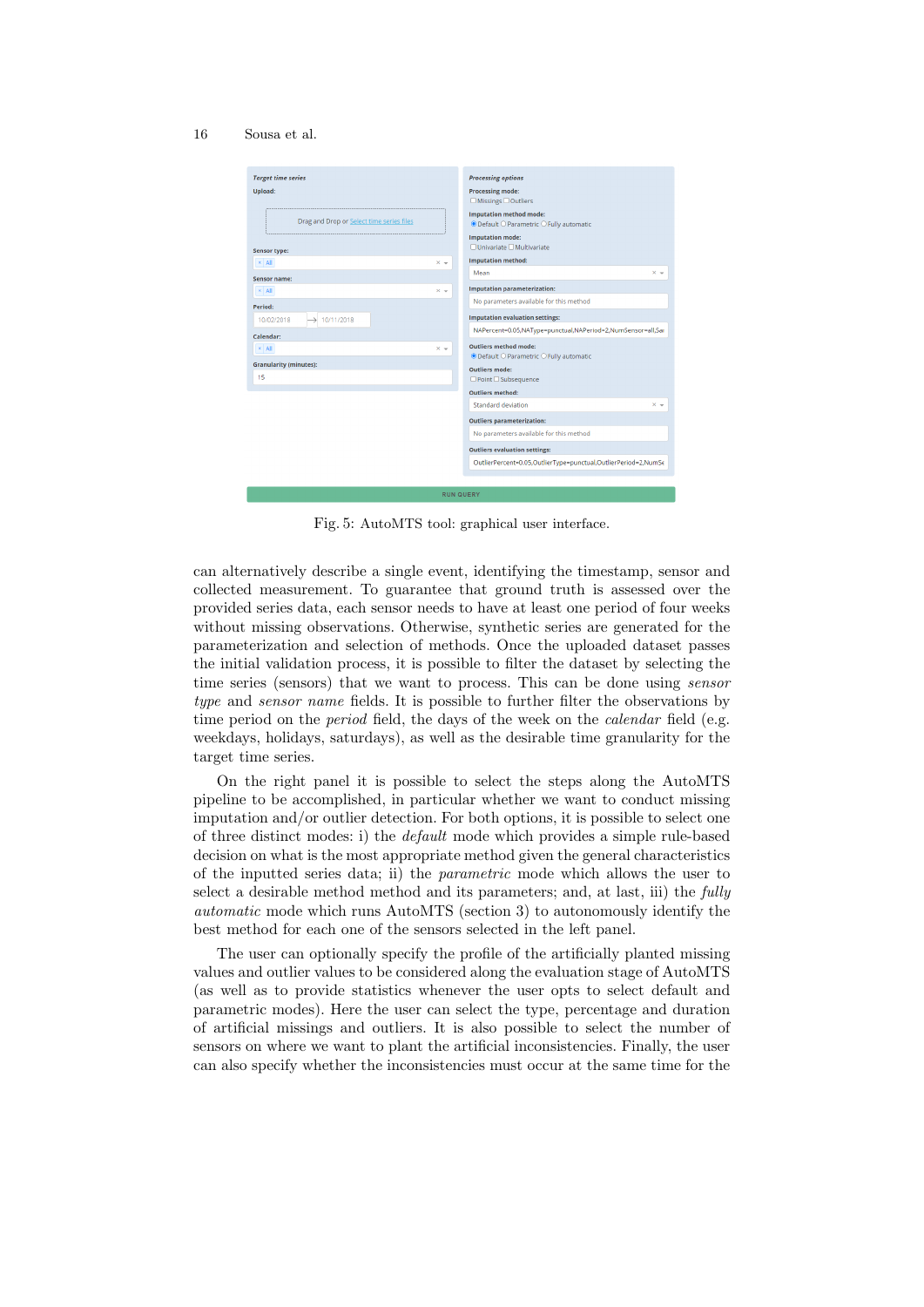Fig. 5: AutoMTS tool: graphical user interface.

can alternatively describe a single event, identifying the timestamp, sensor and collected measurement. To guarantee that ground truth is assessed over the provided series data, each sensor needs to have at least one period of four weeks without missing observations. Otherwise, synthetic series are generated for the parameterization and selection of methods. Once the uploaded dataset passes the initial validation process, it is possible to filter the dataset by selecting the time series (sensors) that we want to process. This can be done using *sensor type* and *sensor name* fields. It is possible to further filter the observations by time period on the *period* field, the days of the week on the *calendar* field (e.g. weekdays, holidays, saturdays), as well as the desirable time granularity for the target time series.

On the right panel it is possible to select the steps along the AutoMTS pipeline to be accomplished, in particular whether we want to conduct missing imputation and/or outlier detection. For both options, it is possible to select one of three distinct modes: i) the *default* mode which provides a simple rule-based decision on what is the most appropriate method given the general characteristics of the inputted series data; ii) the *parametric* mode which allows the user to select a desirable method method and its parameters; and, at last, iii) the *fully automatic* mode which runs AutoMTS (section 3) to autonomously identify the best method for each one of the sensors selected in the left panel.

The user can optionally specify the profile of the artificially planted missing values and outlier values to be considered along the evaluation stage of AutoMTS (as well as to provide statistics whenever the user opts to select default and parametric modes). Here the user can select the type, percentage and duration of artificial missings and outliers. It is also possible to select the number of sensors on where we want to plant the artificial inconsistencies. Finally, the user can also specify whether the inconsistencies must occur at the same time for the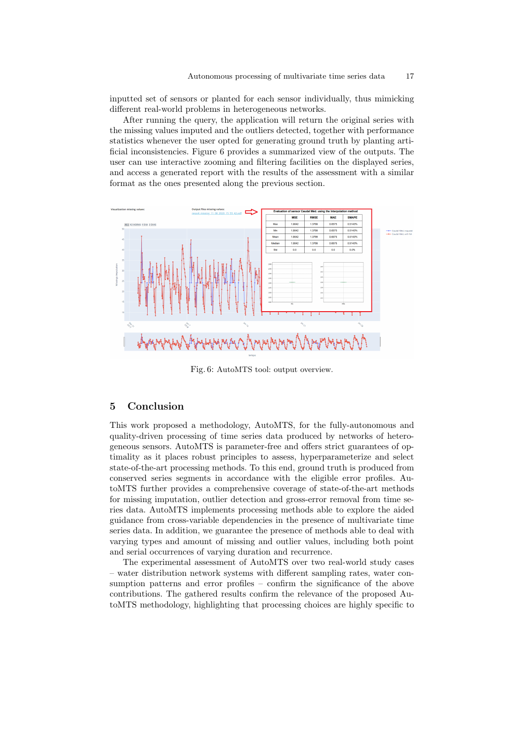inputted set of sensors or planted for each sensor individually, thus mimicking different real-world problems in heterogeneous networks.

After running the query, the application will return the original series with the missing values imputed and the outliers detected, together with performance statistics whenever the user opted for generating ground truth by planting artificial inconsistencies. Figure 6 provides a summarized view of the outputs. The user can use interactive zooming and filtering facilities on the displayed series, and access a generated report with the results of the assessment with a similar format as the ones presented along the previous section.

Fig. 6: AutoMTS tool: output overview.

## 5 Conclusion

This work proposed a methodology, AutoMTS, for the fully-autonomous and quality-driven processing of time series data produced by networks of heterogeneous sensors. AutoMTS is parameter-free and offers strict guarantees of optimality as it places robust principles to assess, hyperparameterize and select state-of-the-art processing methods. To this end, ground truth is produced from conserved series segments in accordance with the eligible error profiles. AutoMTS further provides a comprehensive coverage of state-of-the-art methods for missing imputation, outlier detection and gross-error removal from time series data. AutoMTS implements processing methods able to explore the aided guidance from cross-variable dependencies in the presence of multivariate time series data. In addition, we guarantee the presence of methods able to deal with varying types and amount of missing and outlier values, including both point and serial occurrences of varying duration and recurrence.

The experimental assessment of AutoMTS over two real-world study cases – water distribution network systems with different sampling rates, water consumption patterns and error profiles – confirm the significance of the above contributions. The gathered results confirm the relevance of the proposed AutoMTS methodology, highlighting that processing choices are highly specific to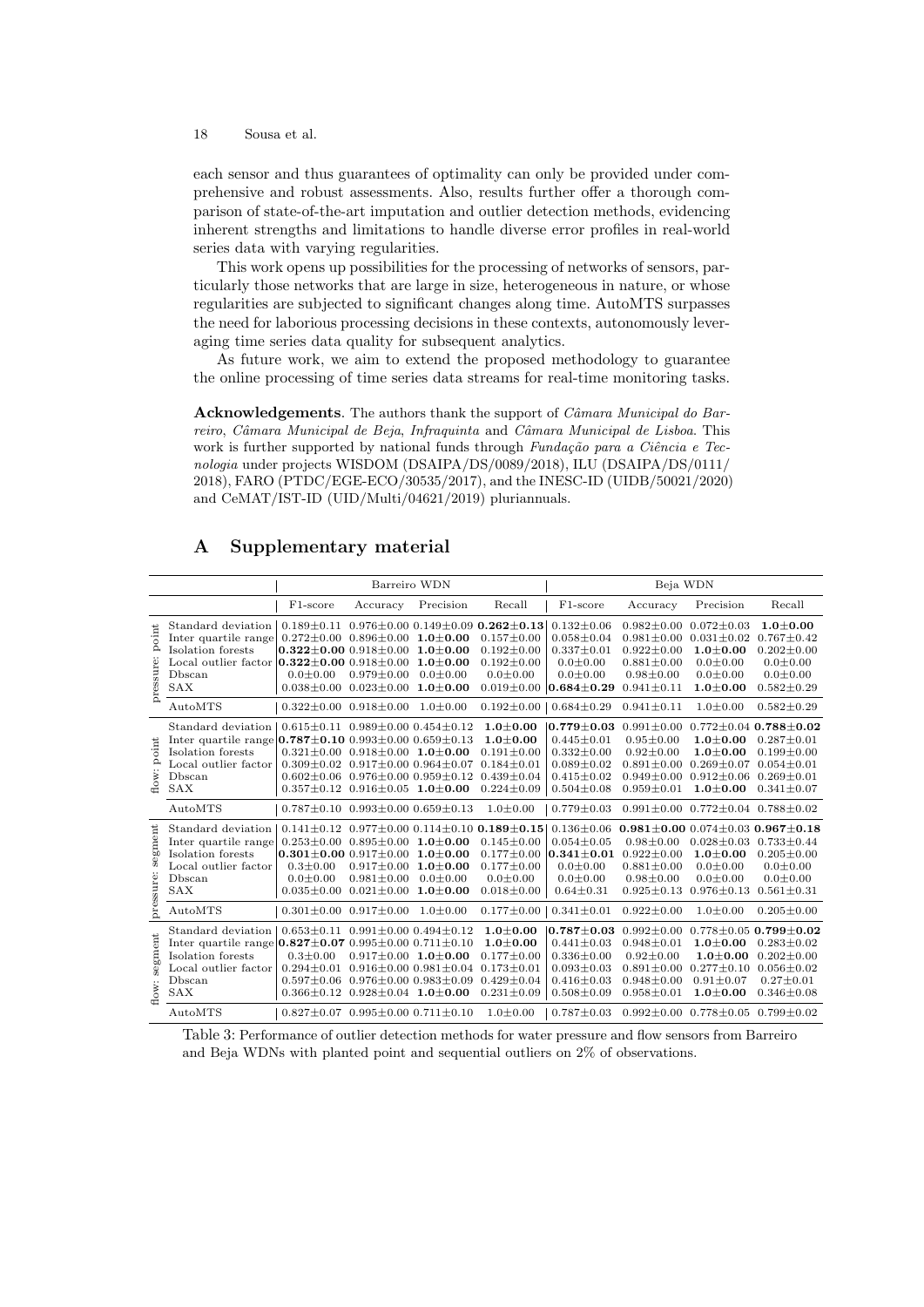each sensor and thus guarantees of optimality can only be provided under comprehensive and robust assessments. Also, results further offer a thorough comparison of state-of-the-art imputation and outlier detection methods, evidencing inherent strengths and limitations to handle diverse error profiles in real-world series data with varying regularities.

This work opens up possibilities for the processing of networks of sensors, particularly those networks that are large in size, heterogeneous in nature, or whose regularities are subjected to significant changes along time. AutoMTS surpasses the need for laborious processing decisions in these contexts, autonomously leveraging time series data quality for subsequent analytics.

As future work, we aim to extend the proposed methodology to guarantee the online processing of time series data streams for real-time monitoring tasks.

**Acknowledgements**. The authors thank the support of *Câmara Municipal do Barreiro*, *Câmara Municipal de Beja*, *Infraquinta* and *Câmara Municipal de Lisboa*. This work is further supported by national funds through *Fundação para a Ciência e Tecnologia* under projects WISDOM (DSAIPA/DS/0089/2018), ILU (DSAIPA/DS/0111/2018), FARO (PTDC/EGE-ECO/30535/2017), and the INESC-ID (UIDB/50021/2020) and CeMAT/IST-ID (UID/Multi/04621/2019) pluriannuals.

## A Supplementary material

| | | Barreiro WDN | | | | Beja WDN | | | |
|---|---|---|---|---|---|---|---|---|---|
| | | F1-score | Accuracy | Precision | Recall | F1-score | Accuracy | Precision | Recall |
| pressure: point | Standard deviation | 0.189±0.11 | 0.976±0.00 | 0.149±0.09 | **0.262±0.13** | 0.132±0.06 | 0.982±0.00 | 0.072±0.03 | **1.0±0.00** |
| | Inter quartile range | 0.272±0.00 | 0.896±0.00 | **1.0±0.00** | 0.157±0.00 | 0.058±0.04 | 0.981±0.00 | 0.031±0.02 | 0.767±0.42 |
| | Isolation forests | **0.322±0.00** | 0.918±0.00 | **1.0±0.00** | 0.192±0.00 | 0.337±0.01 | 0.922±0.00 | **1.0±0.00** | 0.202±0.00 |
| | Local outlier factor | **0.322±0.00** | 0.918±0.00 | **1.0±0.00** | 0.192±0.00 | 0.0±0.00 | 0.881±0.00 | 0.0±0.00 | 0.0±0.00 |
| | Dbscan | 0.0±0.00 | 0.979±0.00 | 0.0±0.00 | 0.0±0.00 | 0.0±0.00 | 0.98±0.00 | 0.0±0.00 | 0.0±0.00 |
| | SAX | 0.038±0.00 | 0.023±0.00 | **1.0±0.00** | 0.019±0.00 | **0.684±0.29** | 0.941±0.11 | **1.0±0.00** | 0.582±0.29 |
| | AutoMTS | 0.322±0.00 | 0.918±0.00 | 1.0±0.00 | 0.192±0.00 | 0.684±0.29 | 0.941±0.11 | 1.0±0.00 | 0.582±0.29 |
| flow: point | Standard deviation | 0.615±0.11 | 0.989±0.00 | 0.454±0.12 | **1.0±0.00** | **0.779±0.03** | 0.991±0.00 | 0.772±0.04 | **0.788±0.02** |
| | Inter quartile range | **0.787±0.10** | 0.993±0.00 | 0.659±0.13 | **1.0±0.00** | 0.445±0.01 | 0.95±0.00 | **1.0±0.00** | 0.287±0.01 |
| | Isolation forests | 0.321±0.00 | 0.918±0.00 | **1.0±0.00** | 0.191±0.00 | 0.332±0.00 | 0.92±0.00 | **1.0±0.00** | 0.199±0.00 |
| | Local outlier factor | 0.309±0.02 | 0.917±0.00 | 0.964±0.07 | 0.184±0.01 | 0.089±0.02 | 0.891±0.00 | 0.269±0.07 | 0.054±0.01 |
| | Dbscan | 0.602±0.06 | 0.976±0.00 | 0.959±0.12 | 0.439±0.04 | 0.415±0.02 | 0.949±0.00 | 0.912±0.06 | 0.269±0.01 |
| | SAX | 0.357±0.12 | 0.916±0.05 | **1.0±0.00** | 0.224±0.09 | 0.504±0.08 | 0.959±0.01 | **1.0±0.00** | 0.341±0.07 |
| | AutoMTS | 0.787±0.10 | 0.993±0.00 | 0.659±0.13 | 1.0±0.00 | 0.779±0.03 | 0.991±0.00 | 0.772±0.04 | 0.788±0.02 |
| pressure: segment | Standard deviation | 0.141±0.12 | 0.977±0.00 | 0.114±0.10 | **0.189±0.15** | 0.136±0.06 | **0.981±0.00** | 0.074±0.03 | **0.967±0.18** |
| | Inter quartile range | 0.253±0.00 | 0.895±0.00 | **1.0±0.00** | 0.145±0.00 | 0.054±0.05 | 0.98±0.00 | 0.028±0.03 | 0.733±0.44 |
| | Isolation forests | **0.301±0.00** | 0.917±0.00 | **1.0±0.00** | 0.177±0.00 | **0.341±0.01** | 0.922±0.00 | **1.0±0.00** | 0.205±0.00 |
| | Local outlier factor | 0.3±0.00 | 0.917±0.00 | **1.0±0.00** | 0.177±0.00 | 0.0±0.00 | 0.881±0.00 | 0.0±0.00 | 0.0±0.00 |
| | Dbscan | 0.0±0.00 | 0.981±0.00 | 0.0±0.00 | 0.0±0.00 | 0.0±0.00 | 0.98±0.00 | 0.0±0.00 | 0.0±0.00 |
| | SAX | 0.035±0.00 | 0.021±0.00 | **1.0±0.00** | 0.018±0.00 | 0.64±0.31 | 0.925±0.13 | 0.976±0.13 | 0.561±0.31 |
| | AutoMTS | 0.301±0.00 | 0.917±0.00 | 1.0±0.00 | 0.177±0.00 | 0.341±0.01 | 0.922±0.00 | 1.0±0.00 | 0.205±0.00 |
| flow: segment | Standard deviation | 0.653±0.11 | 0.991±0.00 | 0.494±0.12 | **1.0±0.00** | **0.787±0.03** | 0.992±0.00 | 0.778±0.05 | **0.799±0.02** |
| | Inter quartile range | **0.827±0.07** | 0.995±0.00 | 0.711±0.10 | **1.0±0.00** | 0.441±0.03 | 0.948±0.01 | **1.0±0.00** | 0.283±0.02 |
| | Isolation forests | 0.3±0.00 | 0.917±0.00 | **1.0±0.00** | 0.177±0.00 | 0.336±0.00 | 0.92±0.00 | **1.0±0.00** | 0.202±0.00 |
| | Local outlier factor | 0.294±0.01 | 0.916±0.00 | 0.981±0.04 | 0.173±0.01 | 0.093±0.03 | 0.891±0.00 | 0.277±0.10 | 0.056±0.02 |
| | Dbscan | 0.597±0.06 | 0.976±0.00 | 0.983±0.09 | 0.429±0.04 | 0.416±0.03 | 0.948±0.00 | 0.91±0.07 | 0.27±0.01 |
| | SAX | 0.366±0.12 | 0.928±0.04 | **1.0±0.00** | 0.231±0.09 | 0.508±0.09 | 0.958±0.01 | **1.0±0.00** | 0.346±0.08 |
| | AutoMTS | 0.827±0.07 | 0.995±0.00 | 0.711±0.10 | 1.0±0.00 | 0.787±0.03 | 0.992±0.00 | 0.778±0.05 | 0.799±0.02 |

Table 3: Performance of outlier detection methods for water pressure and flow sensors from Barreiro and Beja WDNs with planted point and sequential outliers on 2% of observations.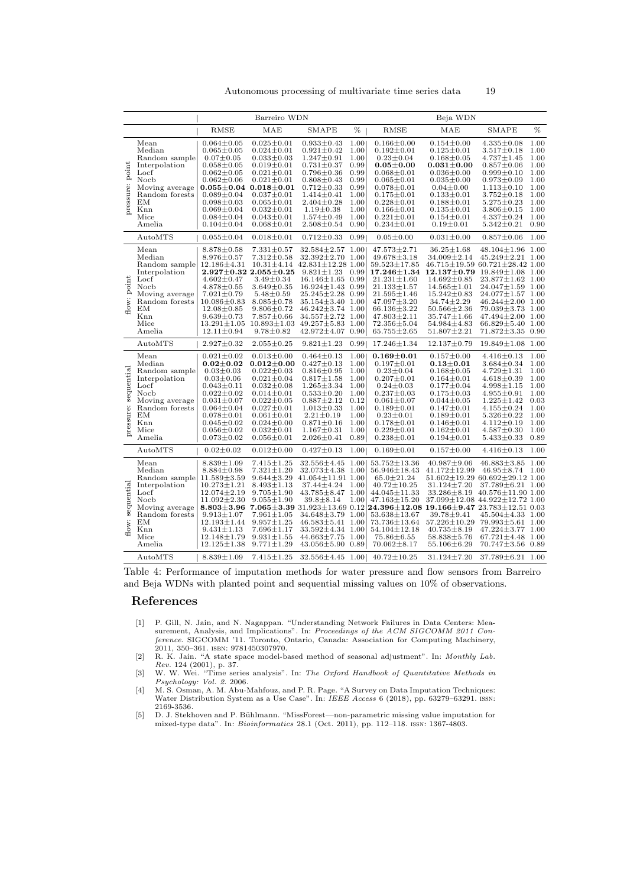| | | Barreiro WDN | | | | Beja WDN | | | |
|---|---|---|---|---|---|---|---|---|---|
| | | RMSE | MAE | SMAPE | % | RMSE | MAE | SMAPE | % |
| pressure: point | Mean | 0.064±0.05 | 0.025±0.01 | 0.933±0.43 | 1.00 | 0.166±0.00 | 0.154±0.00 | 4.335±0.08 | 1.00 |
| | Median | 0.065±0.05 | 0.024±0.01 | 0.921±0.42 | 1.00 | 0.192±0.01 | 0.125±0.01 | 3.517±0.18 | 1.00 |
| | Random sample | 0.07±0.05 | 0.033±0.03 | 1.247±0.91 | 1.00 | 0.23±0.04 | 0.168±0.05 | 4.737±1.45 | 1.00 |
| | Interpolation | 0.058±0.05 | 0.019±0.01 | 0.731±0.37 | 0.99 | **0.05±0.00** | **0.031±0.00** | 0.857±0.06 | 1.00 |
| | Locf | 0.062±0.05 | 0.021±0.01 | 0.796±0.36 | 0.99 | 0.068±0.01 | 0.036±0.00 | 0.999±0.10 | 1.00 |
| | Nocb | 0.062±0.06 | 0.021±0.01 | 0.808±0.43 | 0.99 | 0.065±0.01 | 0.035±0.00 | 0.973±0.09 | 1.00 |
| | Moving average | **0.055±0.04** | **0.018±0.01** | 0.712±0.33 | 0.99 | 0.078±0.01 | 0.04±0.00 | 1.113±0.10 | 1.00 |
| | Random forests | 0.089±0.04 | 0.037±0.01 | 1.414±0.41 | 1.00 | 0.175±0.01 | 0.133±0.01 | 3.752±0.18 | 1.00 |
| | EM | 0.098±0.03 | 0.065±0.01 | 2.404±0.28 | 1.00 | 0.228±0.01 | 0.188±0.01 | 5.275±0.23 | 1.00 |
| | Knn | 0.069±0.04 | 0.032±0.01 | 1.19±0.38 | 1.00 | 0.166±0.01 | 0.135±0.01 | 3.806±0.15 | 1.00 |
| | Mice | 0.084±0.04 | 0.043±0.01 | 1.574±0.49 | 1.00 | 0.221±0.01 | 0.154±0.01 | 4.337±0.24 | 1.00 |
| | Amelia | 0.104±0.04 | 0.068±0.01 | 2.508±0.54 | 0.90 | 0.234±0.01 | 0.19±0.01 | 5.342±0.21 | 0.90 |
| | AutoMTS | 0.055±0.04 | 0.018±0.01 | 0.712±0.33 | 0.99 | 0.05±0.00 | 0.031±0.00 | 0.857±0.06 | 1.00 |
| flow: point | Mean | 8.878±0.58 | 7.331±0.57 | 32.584±2.57 | 1.00 | 47.573±2.71 | 36.25±1.68 | 48.104±1.96 | 1.00 |
| | Median | 8.976±0.57 | 7.312±0.58 | 32.392±2.70 | 1.00 | 49.678±3.18 | 34.009±2.14 | 45.249±2.21 | 1.00 |
| | Random sample | 12.186±4.31 | 10.31±4.14 | 42.831±12.28 | 1.00 | 59.523±17.85 | 46.715±19.59 | 60.721±28.42 | 1.00 |
| | Interpolation | **2.927±0.32** | **2.055±0.25** | 9.821±1.23 | 0.99 | **17.246±1.34** | **12.137±0.79** | 19.849±1.08 | 1.00 |
| | Locf | 4.602±0.47 | 3.49±0.34 | 16.146±1.65 | 0.99 | 21.231±1.60 | 14.692±0.85 | 23.877±1.62 | 1.00 |
| | Nocb | 4.878±0.55 | 3.649±0.35 | 16.924±1.43 | 0.99 | 21.133±1.57 | 14.565±1.01 | 24.047±1.59 | 1.00 |
| | Moving average | 7.021±0.79 | 5.48±0.59 | 25.245±2.28 | 0.99 | 21.595±1.46 | 15.242±0.83 | 24.077±1.57 | 1.00 |
| | Random forests | 10.086±0.83 | 8.085±0.78 | 35.154±3.40 | 1.00 | 47.097±3.20 | 34.74±2.29 | 46.244±2.00 | 1.00 |
| | EM | 12.08±0.85 | 9.806±0.72 | 46.242±3.74 | 1.00 | 66.136±3.22 | 50.566±2.36 | 79.039±3.73 | 1.00 |
| | Knn | 9.639±0.73 | 7.857±0.66 | 34.557±2.72 | 1.00 | 47.803±2.11 | 35.747±1.66 | 47.494±2.00 | 1.00 |
| | Mice | 13.291±1.05 | 10.893±1.03 | 49.257±5.83 | 1.00 | 72.356±5.04 | 54.984±4.83 | 66.829±5.40 | 1.00 |
| | Amelia | 12.11±0.94 | 9.78±0.82 | 42.972±4.07 | 0.90 | 65.755±2.65 | 51.807±2.21 | 71.872±3.35 | 0.90 |
| | AutoMTS | 2.927±0.32 | 2.055±0.25 | 9.821±1.23 | 0.99 | 17.246±1.34 | 12.137±0.79 | 19.849±1.08 | 1.00 |
| pressure: sequential | Mean | 0.021±0.02 | 0.013±0.00 | 0.464±0.13 | 1.00 | **0.169±0.01** | 0.157±0.00 | 4.416±0.13 | 1.00 |
| | Median | **0.02±0.02** | **0.012±0.00** | 0.427±0.13 | 1.00 | 0.197±0.01 | **0.13±0.01** | 3.684±0.34 | 1.00 |
| | Random sample | 0.03±0.03 | 0.022±0.03 | 0.816±0.95 | 1.00 | 0.23±0.04 | 0.168±0.05 | 4.729±1.31 | 1.00 |
| | Interpolation | 0.03±0.06 | 0.021±0.04 | 0.817±1.58 | 1.00 | 0.207±0.01 | 0.164±0.01 | 4.618±0.39 | 1.00 |
| | Locf | 0.043±0.11 | 0.032±0.08 | 1.265±3.34 | 1.00 | 0.24±0.03 | 0.177±0.04 | 4.998±1.15 | 1.00 |
| | Nocb | 0.022±0.02 | 0.014±0.01 | 0.533±0.20 | 1.00 | 0.237±0.03 | 0.175±0.03 | 4.955±0.91 | 1.00 |
| | Moving average | 0.031±0.07 | 0.022±0.05 | 0.887±2.12 | 0.12 | 0.061±0.07 | 0.044±0.05 | 1.225±1.42 | 0.03 |
| | Random forests | 0.064±0.04 | 0.027±0.01 | 1.013±0.33 | 1.00 | 0.189±0.01 | 0.147±0.01 | 4.155±0.24 | 1.00 |
| | EM | 0.078±0.01 | 0.061±0.01 | 2.21±0.19 | 1.00 | 0.23±0.01 | 0.189±0.01 | 5.326±0.22 | 1.00 |
| | Knn | 0.045±0.02 | 0.024±0.00 | 0.871±0.16 | 1.00 | 0.178±0.01 | 0.146±0.01 | 4.112±0.19 | 1.00 |
| | Mice | 0.056±0.02 | 0.032±0.01 | 1.167±0.31 | 1.00 | 0.229±0.01 | 0.162±0.01 | 4.587±0.30 | 1.00 |
| | Amelia | 0.073±0.02 | 0.056±0.01 | 2.026±0.41 | 0.89 | 0.238±0.01 | 0.194±0.01 | 5.433±0.33 | 0.89 |
| | AutoMTS | 0.02±0.02 | 0.012±0.00 | 0.427±0.13 | 1.00 | 0.169±0.01 | 0.157±0.00 | 4.416±0.13 | 1.00 |
| flow: sequential | Mean | 8.839±1.09 | 7.415±1.25 | 32.556±4.45 | 1.00 | 53.752±13.36 | 40.987±9.06 | 46.883±3.85 | 1.00 |
| | Median | 8.884±0.98 | 7.321±1.20 | 32.073±4.38 | 1.00 | 56.946±18.43 | 41.172±12.99 | 46.95±8.74 | 1.00 |
| | Random sample | 11.589±3.59 | 9.644±3.29 | 41.054±11.91 | 1.00 | 65.0±21.24 | 51.602±19.29 | 60.692±29.12 | 1.00 |
| | Interpolation | 10.273±1.21 | 8.493±1.13 | 37.44±4.24 | 1.00 | 40.72±10.25 | 31.124±7.20 | 37.789±6.21 | 1.00 |
| | Locf | 12.074±2.19 | 9.705±1.90 | 43.785±8.47 | 1.00 | 44.045±11.33 | 33.286±8.19 | 40.576±11.90 | 1.00 |
| | Nocb | 11.092±2.30 | 9.055±1.90 | 39.8±8.14 | 1.00 | 47.163±15.20 | 37.099±12.08 | 44.922±12.72 | 1.00 |
| | Moving average | **8.803±3.96** | **7.065±3.39** | 31.923±13.69 | 0.12 | **24.396±12.08** | **19.166±9.47** | 23.783±12.51 | 0.03 |
| | Random forests | 9.913±1.07 | 7.961±1.05 | 34.648±3.79 | 1.00 | 53.638±13.67 | 39.78±9.41 | 45.504±4.33 | 1.00 |
| | EM | 12.193±1.44 | 9.957±1.25 | 46.583±5.41 | 1.00 | 73.736±13.64 | 57.226±10.29 | 79.993±5.61 | 1.00 |
| | Knn | 9.431±1.13 | 7.696±1.17 | 33.592±4.34 | 1.00 | 54.104±12.18 | 40.735±8.19 | 47.224±3.77 | 1.00 |
| | Mice | 12.148±1.79 | 9.931±1.55 | 44.663±7.75 | 1.00 | 75.86±6.55 | 58.838±5.76 | 67.721±4.48 | 1.00 |
| | Amelia | 12.125±1.38 | 9.771±1.29 | 43.056±5.90 | 0.89 | 70.062±8.17 | 55.106±6.29 | 70.747±3.56 | 0.89 |
| | AutoMTS | 8.839±1.09 | 7.415±1.25 | 32.556±4.45 | 1.00 | 40.72±10.25 | 31.124±7.20 | 37.789±6.21 | 1.00 |

Table 4: Performance of imputation methods for water pressure and flow sensors from Barreiro and Beja WDNs with planted point and sequential missing values on 10% of observations.

## References

[1] P. Gill, N. Jain, and N. Nagappan. "Understanding Network Failures in Data Centers: Measurement, Analysis, and Implications". In: *Proceedings of the ACM SIGCOMM 2011 Conference*. SIGCOMM '11. Toronto, Ontario, Canada: Association for Computing Machinery, 2011, 350–361. ISBN: 9781450307970.

[2] R. K. Jain. "A state space model-based method of seasonal adjustment". In: *Monthly Lab. Rev.* 124 (2001), p. 37.

[3] W. W. Wei. "Time series analysis". In: *The Oxford Handbook of Quantitative Methods in Psychology: Vol. 2*. 2006.

[4] M. S. Osman, A. M. Abu-Mahfouz, and P. R. Page. "A Survey on Data Imputation Techniques: Water Distribution System as a Use Case". In: *IEEE Access* 6 (2018), pp. 63279–63291. ISSN: 2169-3536.

[5] D. J. Stekhoven and P. Bühlmann. "MissForest—non-parametric missing value imputation for mixed-type data". In: *Bioinformatics* 28.1 (Oct. 2011), pp. 112–118. ISSN: 1367-4803.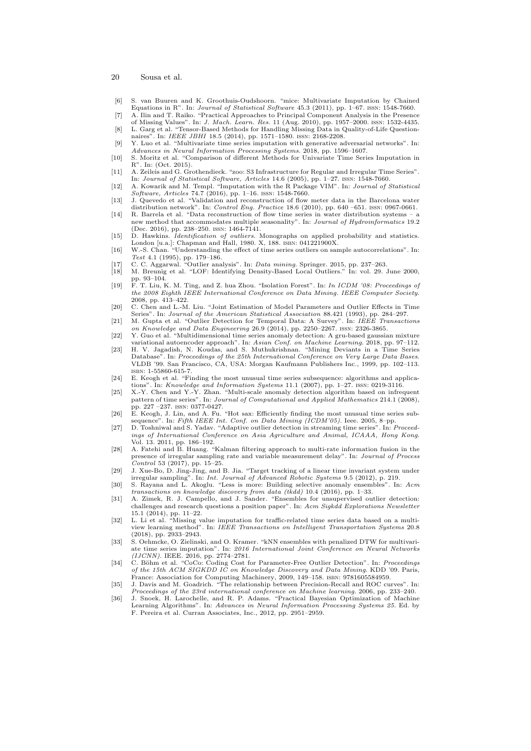[6] S. van Buuren and K. Groothuis-Oudshoorn. "mice: Multivariate Imputation by Chained Equations in R". In: *Journal of Statistical Software* 45.3 (2011), pp. 1–67. ISSN: 1548-7660.

[7] A. Ilin and T. Raiko. "Practical Approaches to Principal Component Analysis in the Presence of Missing Values". In: *J. Mach. Learn. Res.* 11 (Aug. 2010), pp. 1957–2000. ISSN: 1532-4435.

[8] L. Garg et al. "Tensor-Based Methods for Handling Missing Data in Quality-of-Life Questionnaires". In: *IEEE JBHI* 18.5 (2014), pp. 1571–1580. ISSN: 2168-2208.

[9] Y. Luo et al. "Multivariate time series imputation with generative adversarial networks". In: *Advances in Neural Information Processing Systems*. 2018, pp. 1596–1607.

[10] S. Moritz et al. "Comparison of different Methods for Univariate Time Series Imputation in R". In: (Oct. 2015).

[11] A. Zeileis and G. Grothendieck. "zoo: S3 Infrastructure for Regular and Irregular Time Series". In: *Journal of Statistical Software, Articles* 14.6 (2005), pp. 1–27. ISSN: 1548-7660.

[12] A. Kowarik and M. Templ. "Imputation with the R Package VIM". In: *Journal of Statistical Software, Articles* 74.7 (2016), pp. 1–16. ISSN: 1548-7660.

[13] J. Quevedo et al. "Validation and reconstruction of flow meter data in the Barcelona water distribution network". In: *Control Eng. Practice* 18.6 (2010), pp. 640 –651. ISSN: 0967-0661.

[14] R. Barrela et al. "Data reconstruction of flow time series in water distribution systems – a new method that accommodates multiple seasonality". In: *Journal of Hydroinformatics* 19.2 (Dec. 2016), pp. 238–250. ISSN: 1464-7141.

[15] D. Hawkins. *Identification of outliers*. Monographs on applied probability and statistics. London [u.a.]: Chapman and Hall, 1980. X, 188. ISBN: 041221900X.

[16] W.-S. Chan. "Understanding the effect of time series outliers on sample autocorrelations". In: *Test* 4.1 (1995), pp. 179–186.

[17] C. C. Aggarwal. "Outlier analysis". In: *Data mining*. Springer. 2015, pp. 237–263.

[18] M. Breunig et al. "LOF: Identifying Density-Based Local Outliers." In: vol. 29. June 2000, pp. 93–104.

[19] F. T. Liu, K. M. Ting, and Z. hua Zhou. "Isolation Forest". In: *In ICDM '08: Proceedings of the 2008 Eighth IEEE International Conference on Data Mining. IEEE Computer Society*. 2008, pp. 413–422.

[20] C. Chen and L.-M. Liu. "Joint Estimation of Model Parameters and Outlier Effects in Time Series". In: *Journal of the American Statistical Association* 88.421 (1993), pp. 284–297.

[21] M. Gupta et al. "Outlier Detection for Temporal Data: A Survey". In: *IEEE Transactions on Knowledge and Data Engineering* 26.9 (2014), pp. 2250–2267. ISSN: 2326-3865.

[22] Y. Guo et al. "Multidimensional time series anomaly detection: A gru-based gaussian mixture variational autoencoder approach". In: *Asian Conf. on Machine Learning*. 2018, pp. 97–112.

[23] H. V. Jagadish, N. Koudas, and S. Muthukrishnan. "Mining Deviants in a Time Series Database". In: *Proceedings of the 25th International Conference on Very Large Data Bases*. VLDB '99. San Francisco, CA, USA: Morgan Kaufmann Publishers Inc., 1999, pp. 102–113. ISBN: 1-55860-615-7.

[24] E. Keogh et al. "Finding the most unusual time series subsequence: algorithms and applications". In: *Knowledge and Information Systems* 11.1 (2007), pp. 1–27. ISSN: 0219-3116.

[25] X.-Y. Chen and Y.-Y. Zhan. "Multi-scale anomaly detection algorithm based on infrequent pattern of time series". In: *Journal of Computational and Applied Mathematics* 214.1 (2008), pp. 227 –237. ISSN: 0377-0427.

[26] E. Keogh, J. Lin, and A. Fu. "Hot sax: Efficiently finding the most unusual time series subsequence". In: *Fifth IEEE Int. Conf. on Data Mining (ICDM'05)*. Ieee. 2005, 8–pp.

[27] D. Toshniwal and S. Yadav. "Adaptive outlier detection in streaming time series". In: *Proceedings of International Conference on Asia Agriculture and Animal, ICAAA, Hong Kong*. Vol. 13. 2011, pp. 186–192.

[28] A. Fatehi and B. Huang. "Kalman filtering approach to multi-rate information fusion in the presence of irregular sampling rate and variable measurement delay". In: *Journal of Process Control* 53 (2017), pp. 15–25.

[29] J. Xue-Bo, D. Jing-Jing, and B. Jia. "Target tracking of a linear time invariant system under irregular sampling". In: *Int. Journal of Advanced Robotic Systems* 9.5 (2012), p. 219.

[30] S. Rayana and L. Akoglu. "Less is more: Building selective anomaly ensembles". In: *Acm transactions on knowledge discovery from data (tkdd)* 10.4 (2016), pp. 1–33.

[31] A. Zimek, R. J. Campello, and J. Sander. "Ensembles for unsupervised outlier detection: challenges and research questions a position paper". In: *Acm Sigkdd Explorations Newsletter* 15.1 (2014), pp. 11–22.

[32] L. Li et al. "Missing value imputation for traffic-related time series data based on a multi-view learning method". In: *IEEE Transactions on Intelligent Transportation Systems* 20.8 (2018), pp. 2933–2943.

[33] S. Oehmcke, O. Zielinski, and O. Kramer. "kNN ensembles with penalized DTW for multivariate time series imputation". In: *2016 International Joint Conference on Neural Networks (IJCNN)*. IEEE. 2016, pp. 2774–2781.

[34] C. Böhm et al. "CoCo: Coding Cost for Parameter-Free Outlier Detection". In: *Proceedings of the 15th ACM SIGKDD IC on Knowledge Discovery and Data Mining*. KDD '09. Paris, France: Association for Computing Machinery, 2009, 149–158. ISBN: 9781605584959.

[35] J. Davis and M. Goadrich. "The relationship between Precision-Recall and ROC curves". In: *Proceedings of the 23rd international conference on Machine learning*. 2006, pp. 233–240.

[36] J. Snoek, H. Larochelle, and R. P. Adams. "Practical Bayesian Optimization of Machine Learning Algorithms". In: *Advances in Neural Information Processing Systems 25*. Ed. by F. Pereira et al. Curran Associates, Inc., 2012, pp. 2951–2959.